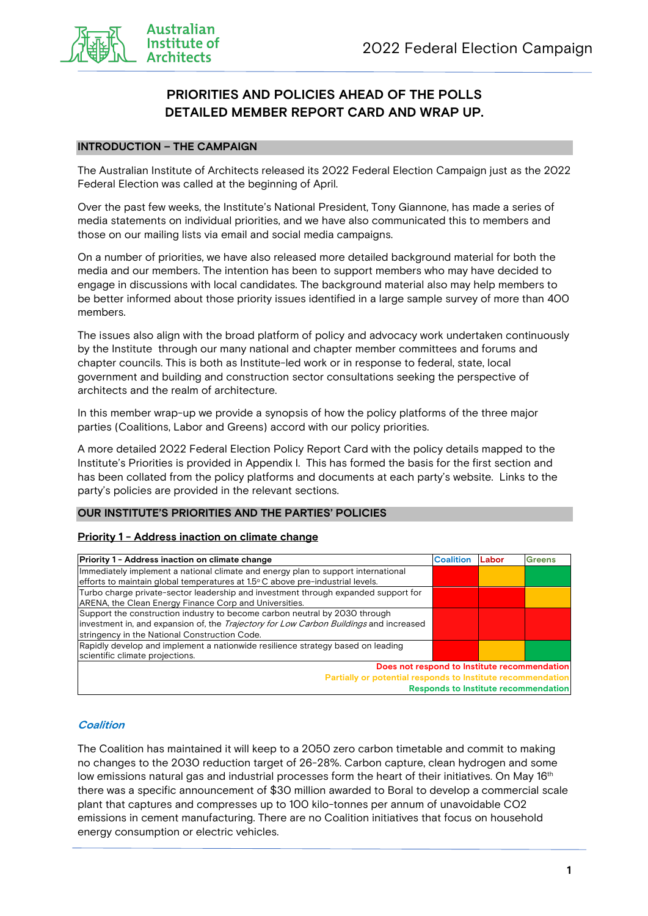# PRIORITIES AND POLICIES AHEAD OF THE POLLS
# DETAILED MEMBER REPORT CARD AND WRAP UP.

## INTRODUCTION – THE CAMPAIGN

The Australian Institute of Architects released its 2022 Federal Election Campaign just as the 2022 Federal Election was called at the beginning of April.

Over the past few weeks, the Institute's National President, Tony Giannone, has made a series of media statements on individual priorities, and we have also communicated this to members and those on our mailing lists via email and social media campaigns.

On a number of priorities, we have also released more detailed background material for both the media and our members. The intention has been to support members who may have decided to engage in discussions with local candidates. The background material also may help members to be better informed about those priority issues identified in a large sample survey of more than 400 members.

The issues also align with the broad platform of policy and advocacy work undertaken continuously by the Institute through our many national and chapter member committees and forums and chapter councils. This is both as Institute-led work or in response to federal, state, local government and building and construction sector consultations seeking the perspective of architects and the realm of architecture.

In this member wrap-up we provide a synopsis of how the policy platforms of the three major parties (Coalitions, Labor and Greens) accord with our policy priorities.

A more detailed 2022 Federal Election Policy Report Card with the policy details mapped to the Institute's Priorities is provided in Appendix I. This has formed the basis for the first section and has been collated from the policy platforms and documents at each party's website. Links to the party's policies are provided in the relevant sections.

## OUR INSTITUTE'S PRIORITIES AND THE PARTIES' POLICIES

### Priority 1 - Address inaction on climate change

| Priority 1 - Address inaction on climate change | Coalition | Labor | Greens |
|---|---|---|---|
| Immediately implement a national climate and energy plan to support international efforts to maintain global temperatures at 1.5° C above pre-industrial levels. | Red | Orange | Green |
| Turbo charge private-sector leadership and investment through expanded support for ARENA, the Clean Energy Finance Corp and Universities. | Red | Red | Orange |
| Support the construction industry to become carbon neutral by 2030 through investment in, and expansion of, the *Trajectory for Low Carbon Buildings* and increased stringency in the National Construction Code. | Red | Red | Red |
| Rapidly develop and implement a nationwide resilience strategy based on leading scientific climate projections. | Red | Orange | Green |

Red: Does not respond to Institute recommendation
Orange: Partially or potential responds to Institute recommendation
Green: Responds to Institute recommendation

#### *Coalition*

The Coalition has maintained it will keep to a 2050 zero carbon timetable and commit to making no changes to the 2030 reduction target of 26-28%. Carbon capture, clean hydrogen and some low emissions natural gas and industrial processes form the heart of their initiatives. On May 16th there was a specific announcement of $30 million awarded to Boral to develop a commercial scale plant that captures and compresses up to 100 kilo-tonnes per annum of unavoidable $CO_2$ emissions in cement manufacturing. There are no Coalition initiatives that focus on household energy consumption or electric vehicles.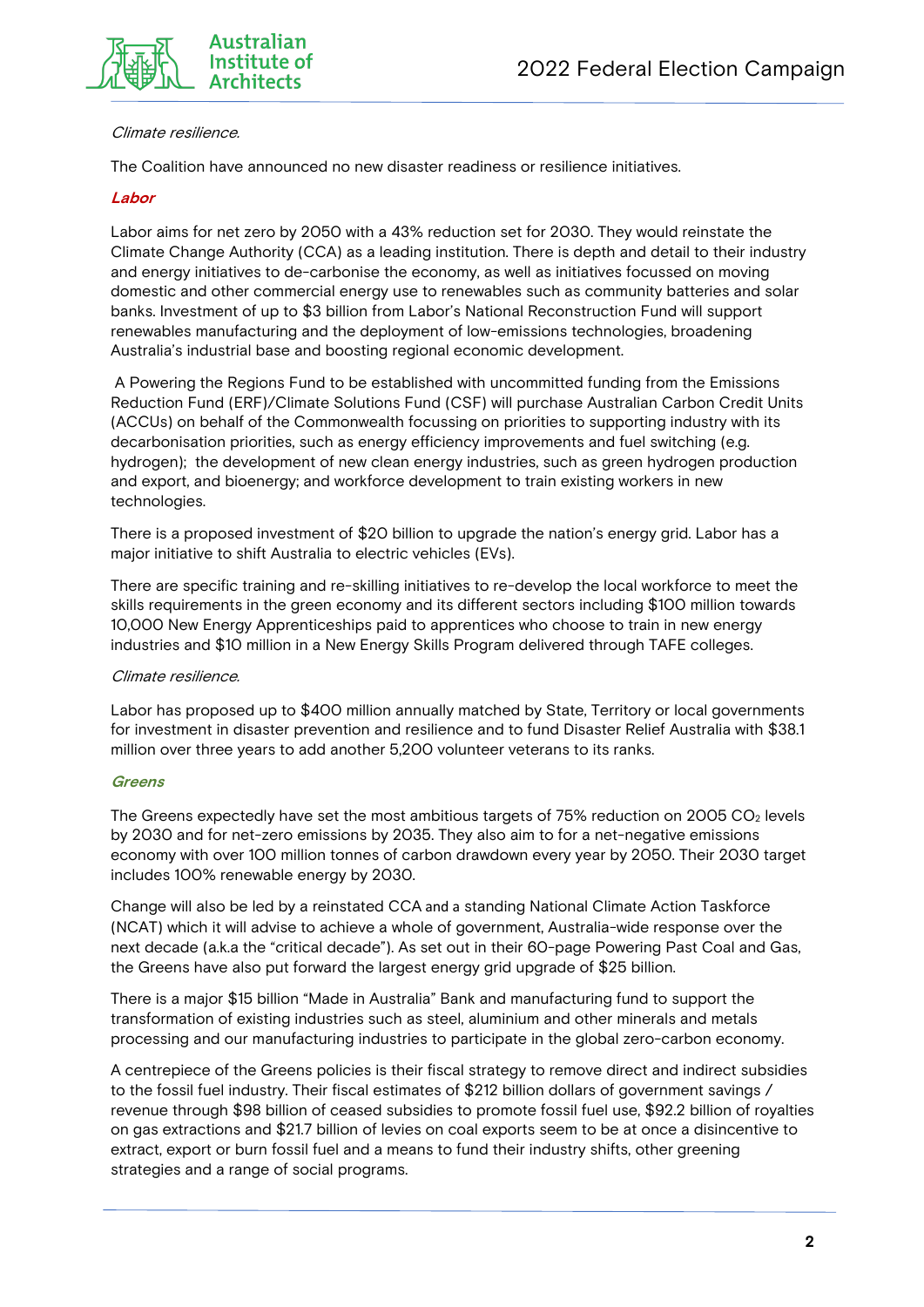*Climate resilience.*

The Coalition have announced no new disaster readiness or resilience initiatives.

***Labor***

Labor aims for net zero by 2050 with a 43% reduction set for 2030. They would reinstate the Climate Change Authority (CCA) as a leading institution. There is depth and detail to their industry and energy initiatives to de-carbonise the economy, as well as initiatives focussed on moving domestic and other commercial energy use to renewables such as community batteries and solar banks. Investment of up to $3 billion from Labor's National Reconstruction Fund will support renewables manufacturing and the deployment of low-emissions technologies, broadening Australia's industrial base and boosting regional economic development.

A Powering the Regions Fund to be established with uncommitted funding from the Emissions Reduction Fund (ERF)/Climate Solutions Fund (CSF) will purchase Australian Carbon Credit Units (ACCUs) on behalf of the Commonwealth focussing on priorities to supporting industry with its decarbonisation priorities, such as energy efficiency improvements and fuel switching (e.g. hydrogen); the development of new clean energy industries, such as green hydrogen production and export, and bioenergy; and workforce development to train existing workers in new technologies.

There is a proposed investment of $20 billion to upgrade the nation's energy grid. Labor has a major initiative to shift Australia to electric vehicles (EVs).

There are specific training and re-skilling initiatives to re-develop the local workforce to meet the skills requirements in the green economy and its different sectors including $100 million towards 10,000 New Energy Apprenticeships paid to apprentices who choose to train in new energy industries and $10 million in a New Energy Skills Program delivered through TAFE colleges.

*Climate resilience.*

Labor has proposed up to $400 million annually matched by State, Territory or local governments for investment in disaster prevention and resilience and to fund Disaster Relief Australia with $38.1 million over three years to add another 5,200 volunteer veterans to its ranks.

***Greens***

The Greens expectedly have set the most ambitious targets of 75% reduction on 2005 $CO_2$ levels by 2030 and for net-zero emissions by 2035. They also aim to for a net-negative emissions economy with over 100 million tonnes of carbon drawdown every year by 2050. Their 2030 target includes 100% renewable energy by 2030.

Change will also be led by a reinstated CCA and a standing National Climate Action Taskforce (NCAT) which it will advise to achieve a whole of government, Australia-wide response over the next decade (a.k.a the "critical decade"). As set out in their 60-page Powering Past Coal and Gas, the Greens have also put forward the largest energy grid upgrade of $25 billion.

There is a major $15 billion "Made in Australia" Bank and manufacturing fund to support the transformation of existing industries such as steel, aluminium and other minerals and metals processing and our manufacturing industries to participate in the global zero-carbon economy.

A centrepiece of the Greens policies is their fiscal strategy to remove direct and indirect subsidies to the fossil fuel industry. Their fiscal estimates of $212 billion dollars of government savings / revenue through $98 billion of ceased subsidies to promote fossil fuel use, $92.2 billion of royalties on gas extractions and $21.7 billion of levies on coal exports seem to be at once a disincentive to extract, export or burn fossil fuel and a means to fund their industry shifts, other greening strategies and a range of social programs.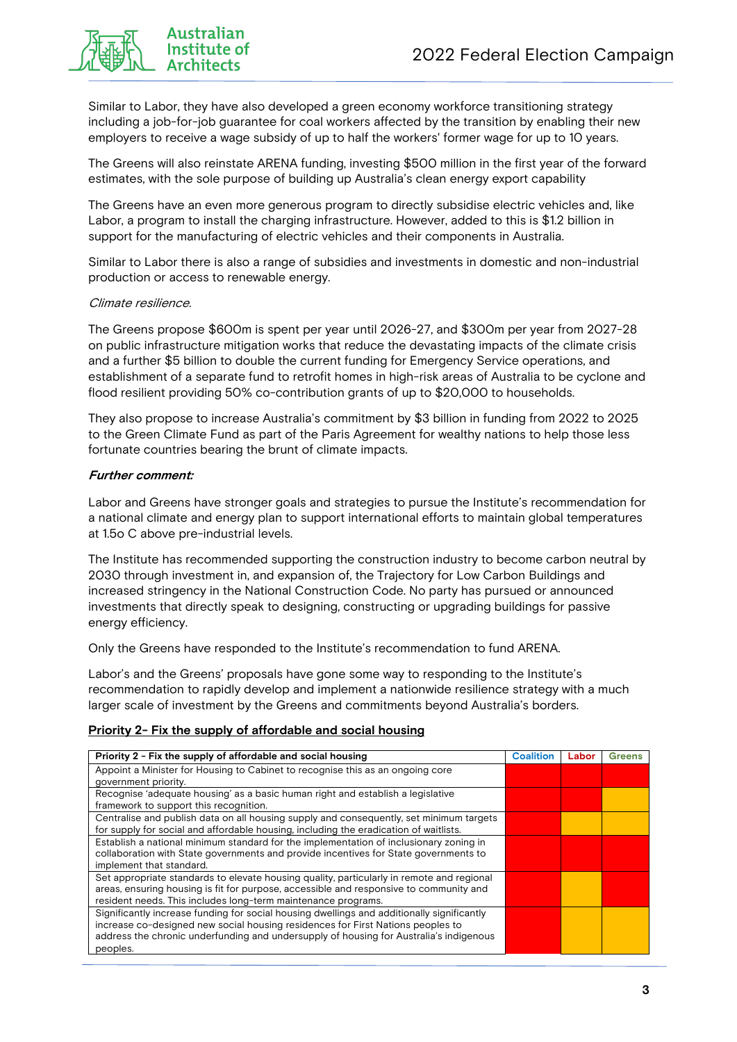Similar to Labor, they have also developed a green economy workforce transitioning strategy including a job-for-job guarantee for coal workers affected by the transition by enabling their new employers to receive a wage subsidy of up to half the workers' former wage for up to 10 years.

The Greens will also reinstate ARENA funding, investing $500 million in the first year of the forward estimates, with the sole purpose of building up Australia's clean energy export capability

The Greens have an even more generous program to directly subsidise electric vehicles and, like Labor, a program to install the charging infrastructure. However, added to this is $1.2 billion in support for the manufacturing of electric vehicles and their components in Australia.

Similar to Labor there is also a range of subsidies and investments in domestic and non-industrial production or access to renewable energy.

*Climate resilience.*

The Greens propose $600m is spent per year until 2026-27, and $300m per year from 2027-28 on public infrastructure mitigation works that reduce the devastating impacts of the climate crisis and a further $5 billion to double the current funding for Emergency Service operations, and establishment of a separate fund to retrofit homes in high-risk areas of Australia to be cyclone and flood resilient providing 50% co-contribution grants of up to $20,000 to households.

They also propose to increase Australia's commitment by $3 billion in funding from 2022 to 2025 to the Green Climate Fund as part of the Paris Agreement for wealthy nations to help those less fortunate countries bearing the brunt of climate impacts.

***Further comment:***

Labor and Greens have stronger goals and strategies to pursue the Institute's recommendation for a national climate and energy plan to support international efforts to maintain global temperatures at 1.5o C above pre-industrial levels.

The Institute has recommended supporting the construction industry to become carbon neutral by 2030 through investment in, and expansion of, the Trajectory for Low Carbon Buildings and increased stringency in the National Construction Code. No party has pursued or announced investments that directly speak to designing, constructing or upgrading buildings for passive energy efficiency.

Only the Greens have responded to the Institute's recommendation to fund ARENA.

Labor's and the Greens' proposals have gone some way to responding to the Institute's recommendation to rapidly develop and implement a nationwide resilience strategy with a much larger scale of investment by the Greens and commitments beyond Australia's borders.

## Priority 2- Fix the supply of affordable and social housing

| Priority 2 - Fix the supply of affordable and social housing | Coalition | Labor | Greens |
|---|---|---|---|
| Appoint a Minister for Housing to Cabinet to recognise this as an ongoing core government priority. | Red | Red | Red |
| Recognise 'adequate housing' as a basic human right and establish a legislative framework to support this recognition. | Red | Red | Yellow |
| Centralise and publish data on all housing supply and consequently, set minimum targets for supply for social and affordable housing, including the eradication of waitlists. | Red | Yellow | Yellow |
| Establish a national minimum standard for the implementation of inclusionary zoning in collaboration with State governments and provide incentives for State governments to implement that standard. | Red | Red | Red |
| Set appropriate standards to elevate housing quality, particularly in remote and regional areas, ensuring housing is fit for purpose, accessible and responsive to community and resident needs. This includes long-term maintenance programs. | Red | Yellow | Red |
| Significantly increase funding for social housing dwellings and additionally significantly increase co-designed new social housing residences for First Nations peoples to address the chronic underfunding and undersupply of housing for Australia's indigenous peoples. | Red | Yellow | Yellow |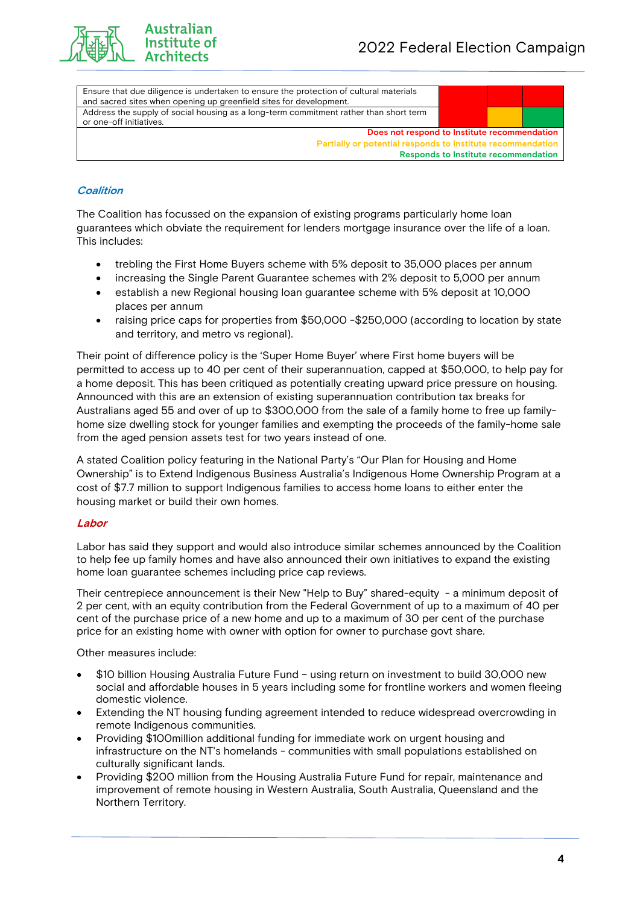| | | | |
|---|---|---|---|
| Ensure that due diligence is undertaken to ensure the protection of cultural materials and sacred sites when opening up greenfield sites for development. | | | |
| Address the supply of social housing as a long-term commitment rather than short term or one-off initiatives. | | | |
| Does not respond to Institute recommendation<br>Partially or potential responds to Institute recommendation<br>Responds to Institute recommendation | | | |

***Coalition***

The Coalition has focussed on the expansion of existing programs particularly home loan guarantees which obviate the requirement for lenders mortgage insurance over the life of a loan. This includes:

- trebling the First Home Buyers scheme with 5% deposit to 35,000 places per annum
- increasing the Single Parent Guarantee schemes with 2% deposit to 5,000 per annum
- establish a new Regional housing loan guarantee scheme with 5% deposit at 10,000 places per annum
- raising price caps for properties from $50,000 -$250,000 (according to location by state and territory, and metro vs regional).

Their point of difference policy is the 'Super Home Buyer' where First home buyers will be permitted to access up to 40 per cent of their superannuation, capped at $50,000, to help pay for a home deposit. This has been critiqued as potentially creating upward price pressure on housing. Announced with this are an extension of existing superannuation contribution tax breaks for Australians aged 55 and over of up to $300,000 from the sale of a family home to free up family-home size dwelling stock for younger families and exempting the proceeds of the family-home sale from the aged pension assets test for two years instead of one.

A stated Coalition policy featuring in the National Party's "Our Plan for Housing and Home Ownership" is to Extend Indigenous Business Australia's Indigenous Home Ownership Program at a cost of $7.7 million to support Indigenous families to access home loans to either enter the housing market or build their own homes.

***Labor***

Labor has said they support and would also introduce similar schemes announced by the Coalition to help fee up family homes and have also announced their own initiatives to expand the existing home loan guarantee schemes including price cap reviews.

Their centrepiece announcement is their New "Help to Buy" shared-equity - a minimum deposit of 2 per cent, with an equity contribution from the Federal Government of up to a maximum of 40 per cent of the purchase price of a new home and up to a maximum of 30 per cent of the purchase price for an existing home with owner with option for owner to purchase govt share.

Other measures include:

- $10 billion Housing Australia Future Fund – using return on investment to build 30,000 new social and affordable houses in 5 years including some for frontline workers and women fleeing domestic violence.
- Extending the NT housing funding agreement intended to reduce widespread overcrowding in remote Indigenous communities.
- Providing $100million additional funding for immediate work on urgent housing and infrastructure on the NT's homelands - communities with small populations established on culturally significant lands.
- Providing $200 million from the Housing Australia Future Fund for repair, maintenance and improvement of remote housing in Western Australia, South Australia, Queensland and the Northern Territory.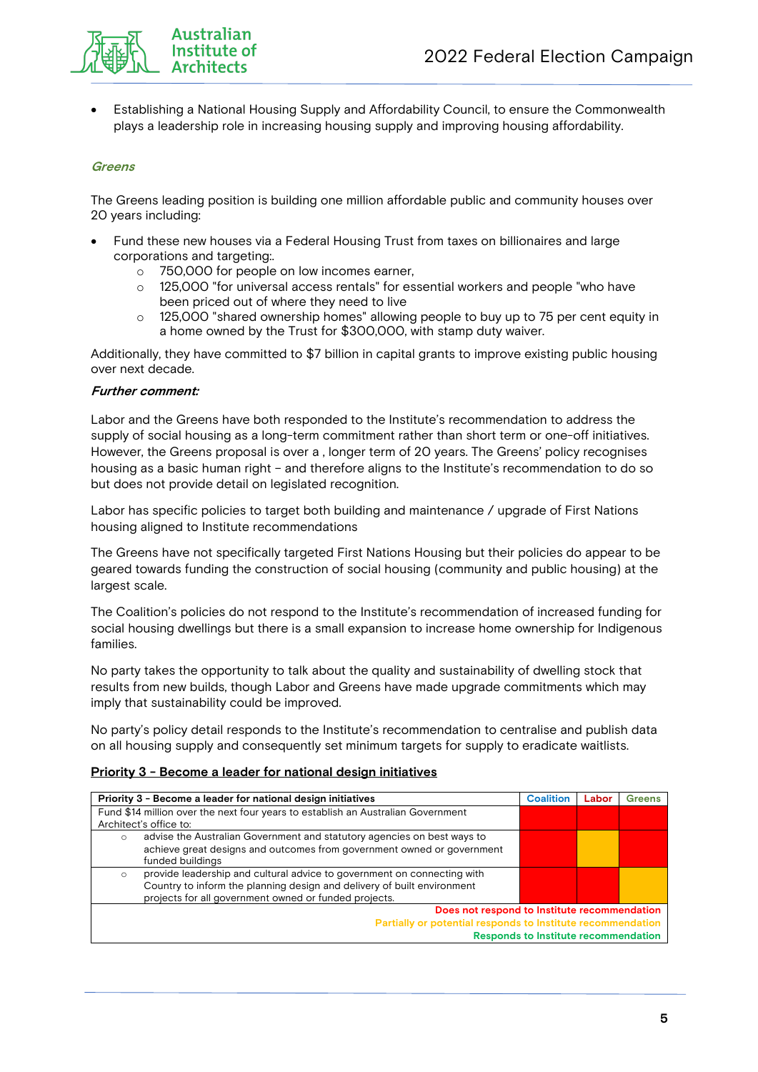- Establishing a National Housing Supply and Affordability Council, to ensure the Commonwealth plays a leadership role in increasing housing supply and improving housing affordability.

*Greens*

The Greens leading position is building one million affordable public and community houses over 20 years including:

- Fund these new houses via a Federal Housing Trust from taxes on billionaires and large corporations and targeting:.
  - 750,000 for people on low incomes earner,
  - 125,000 "for universal access rentals" for essential workers and people "who have been priced out of where they need to live
  - 125,000 "shared ownership homes" allowing people to buy up to 75 per cent equity in a home owned by the Trust for $300,000, with stamp duty waiver.

Additionally, they have committed to $7 billion in capital grants to improve existing public housing over next decade.

***Further comment:***

Labor and the Greens have both responded to the Institute's recommendation to address the supply of social housing as a long-term commitment rather than short term or one-off initiatives. However, the Greens proposal is over a , longer term of 20 years. The Greens' policy recognises housing as a basic human right – and therefore aligns to the Institute's recommendation to do so but does not provide detail on legislated recognition.

Labor has specific policies to target both building and maintenance / upgrade of First Nations housing aligned to Institute recommendations

The Greens have not specifically targeted First Nations Housing but their policies do appear to be geared towards funding the construction of social housing (community and public housing) at the largest scale.

The Coalition's policies do not respond to the Institute's recommendation of increased funding for social housing dwellings but there is a small expansion to increase home ownership for Indigenous families.

No party takes the opportunity to talk about the quality and sustainability of dwelling stock that results from new builds, though Labor and Greens have made upgrade commitments which may imply that sustainability could be improved.

No party's policy detail responds to the Institute's recommendation to centralise and publish data on all housing supply and consequently set minimum targets for supply to eradicate waitlists.

## Priority 3 - Become a leader for national design initiatives

| Priority 3 - Become a leader for national design initiatives | Coalition | Labor | Greens |
|---|---|---|---|
| Fund $14 million over the next four years to establish an Australian Government Architect's office to: | Red | Red | Red |
| ○ advise the Australian Government and statutory agencies on best ways to achieve great designs and outcomes from government owned or government funded buildings | Red | Yellow | Red |
| ○ provide leadership and cultural advice to government on connecting with Country to inform the planning design and delivery of built environment projects for all government owned or funded projects. | Red | Red | Yellow |

Red: Does not respond to Institute recommendation
Yellow: Partially or potential responds to Institute recommendation
Green: Responds to Institute recommendation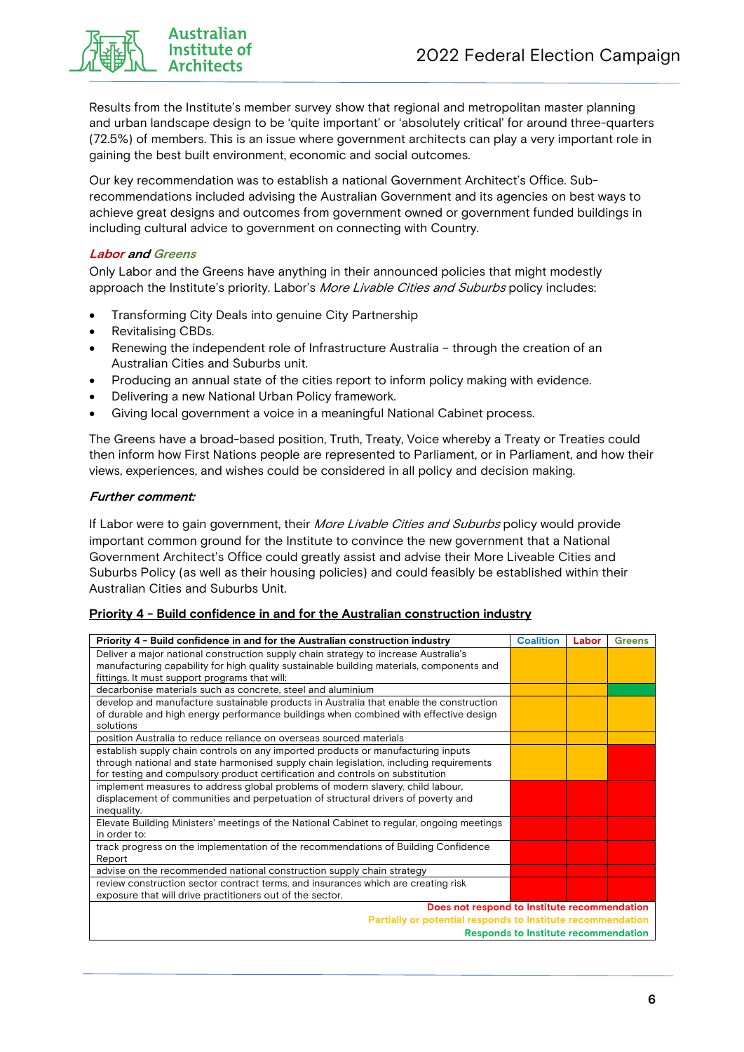Results from the Institute's member survey show that regional and metropolitan master planning and urban landscape design to be 'quite important' or 'absolutely critical' for around three-quarters (72.5%) of members. This is an issue where government architects can play a very important role in gaining the best built environment, economic and social outcomes.

Our key recommendation was to establish a national Government Architect's Office. Sub-recommendations included advising the Australian Government and its agencies on best ways to achieve great designs and outcomes from government owned or government funded buildings in including cultural advice to government on connecting with Country.

***Labor and Greens***

Only Labor and the Greens have anything in their announced policies that might modestly approach the Institute's priority. Labor's *More Livable Cities and Suburbs* policy includes:

- Transforming City Deals into genuine City Partnership
- Revitalising CBDs.
- Renewing the independent role of Infrastructure Australia – through the creation of an Australian Cities and Suburbs unit.
- Producing an annual state of the cities report to inform policy making with evidence.
- Delivering a new National Urban Policy framework.
- Giving local government a voice in a meaningful National Cabinet process.

The Greens have a broad-based position, Truth, Treaty, Voice whereby a Treaty or Treaties could then inform how First Nations people are represented to Parliament, or in Parliament, and how their views, experiences, and wishes could be considered in all policy and decision making.

***Further comment:***

If Labor were to gain government, their *More Livable Cities and Suburbs* policy would provide important common ground for the Institute to convince the new government that a National Government Architect's Office could greatly assist and advise their More Liveable Cities and Suburbs Policy (as well as their housing policies) and could feasibly be established within their Australian Cities and Suburbs Unit.

**Priority 4 - Build confidence in and for the Australian construction industry**

| Priority 4 - Build confidence in and for the Australian construction industry | Coalition | Labor | Greens |
|---|---|---|---|
| Deliver a major national construction supply chain strategy to increase Australia's manufacturing capability for high quality sustainable building materials, components and fittings. It must support programs that will: | Yellow | Yellow | Yellow |
| decarbonise materials such as concrete, steel and aluminium | Yellow | Yellow | Green |
| develop and manufacture sustainable products in Australia that enable the construction of durable and high energy performance buildings when combined with effective design solutions | Yellow | Yellow | Yellow |
| position Australia to reduce reliance on overseas sourced materials | Yellow | Yellow | Yellow |
| establish supply chain controls on any imported products or manufacturing inputs through national and state harmonised supply chain legislation, including requirements for testing and compulsory product certification and controls on substitution | Yellow | Yellow | Red |
| implement measures to address global problems of modern slavery, child labour, displacement of communities and perpetuation of structural drivers of poverty and inequality. | Red | Red | Red |
| Elevate Building Ministers' meetings of the National Cabinet to regular, ongoing meetings in order to: | Red | Red | Red |
| track progress on the implementation of the recommendations of Building Confidence Report | Red | Red | Red |
| advise on the recommended national construction supply chain strategy | Red | Red | Red |
| review construction sector contract terms, and insurances which are creating risk exposure that will drive practitioners out of the sector. | Red | Red | Red |

Red: Does not respond to Institute recommendation
Yellow: Partially or potential responds to Institute recommendation
Green: Responds to Institute recommendation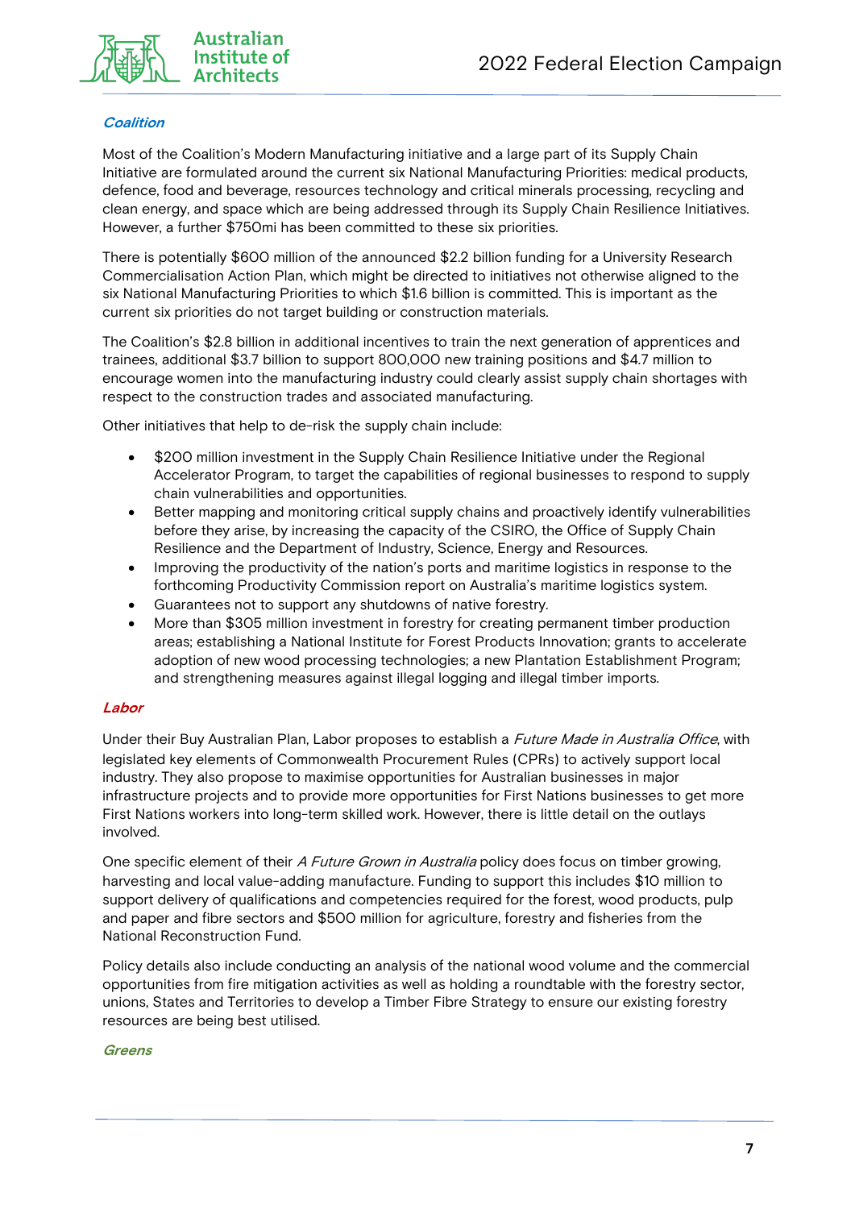***Coalition***

Most of the Coalition's Modern Manufacturing initiative and a large part of its Supply Chain Initiative are formulated around the current six National Manufacturing Priorities: medical products, defence, food and beverage, resources technology and critical minerals processing, recycling and clean energy, and space which are being addressed through its Supply Chain Resilience Initiatives. However, a further $750mi has been committed to these six priorities.

There is potentially $600 million of the announced $2.2 billion funding for a University Research Commercialisation Action Plan, which might be directed to initiatives not otherwise aligned to the six National Manufacturing Priorities to which $1.6 billion is committed. This is important as the current six priorities do not target building or construction materials.

The Coalition's $2.8 billion in additional incentives to train the next generation of apprentices and trainees, additional $3.7 billion to support 800,000 new training positions and $4.7 million to encourage women into the manufacturing industry could clearly assist supply chain shortages with respect to the construction trades and associated manufacturing.

Other initiatives that help to de-risk the supply chain include:

- $200 million investment in the Supply Chain Resilience Initiative under the Regional Accelerator Program, to target the capabilities of regional businesses to respond to supply chain vulnerabilities and opportunities.
- Better mapping and monitoring critical supply chains and proactively identify vulnerabilities before they arise, by increasing the capacity of the CSIRO, the Office of Supply Chain Resilience and the Department of Industry, Science, Energy and Resources.
- Improving the productivity of the nation's ports and maritime logistics in response to the forthcoming Productivity Commission report on Australia's maritime logistics system.
- Guarantees not to support any shutdowns of native forestry.
- More than $305 million investment in forestry for creating permanent timber production areas; establishing a National Institute for Forest Products Innovation; grants to accelerate adoption of new wood processing technologies; a new Plantation Establishment Program; and strengthening measures against illegal logging and illegal timber imports.

***Labor***

Under their Buy Australian Plan, Labor proposes to establish a *Future Made in Australia Office*, with legislated key elements of Commonwealth Procurement Rules (CPRs) to actively support local industry. They also propose to maximise opportunities for Australian businesses in major infrastructure projects and to provide more opportunities for First Nations businesses to get more First Nations workers into long-term skilled work. However, there is little detail on the outlays involved.

One specific element of their *A Future Grown in Australia* policy does focus on timber growing, harvesting and local value-adding manufacture. Funding to support this includes $10 million to support delivery of qualifications and competencies required for the forest, wood products, pulp and paper and fibre sectors and $500 million for agriculture, forestry and fisheries from the National Reconstruction Fund.

Policy details also include conducting an analysis of the national wood volume and the commercial opportunities from fire mitigation activities as well as holding a roundtable with the forestry sector, unions, States and Territories to develop a Timber Fibre Strategy to ensure our existing forestry resources are being best utilised.

***Greens***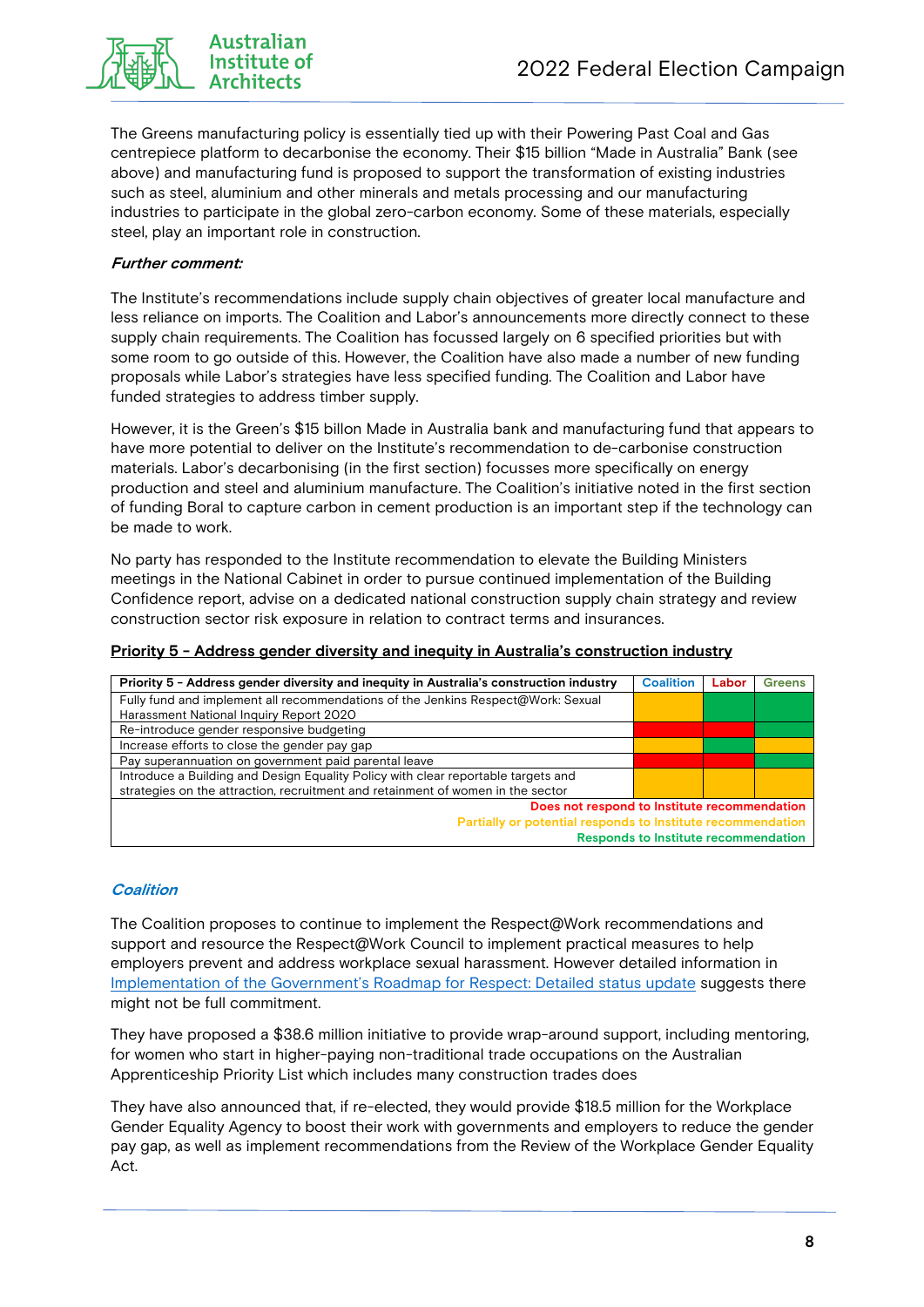The Greens manufacturing policy is essentially tied up with their Powering Past Coal and Gas centrepiece platform to decarbonise the economy. Their $15 billion "Made in Australia" Bank (see above) and manufacturing fund is proposed to support the transformation of existing industries such as steel, aluminium and other minerals and metals processing and our manufacturing industries to participate in the global zero-carbon economy. Some of these materials, especially steel, play an important role in construction.

***Further comment:***

The Institute's recommendations include supply chain objectives of greater local manufacture and less reliance on imports. The Coalition and Labor's announcements more directly connect to these supply chain requirements. The Coalition has focussed largely on 6 specified priorities but with some room to go outside of this. However, the Coalition have also made a number of new funding proposals while Labor's strategies have less specified funding. The Coalition and Labor have funded strategies to address timber supply.

However, it is the Green's $15 billon Made in Australia bank and manufacturing fund that appears to have more potential to deliver on the Institute's recommendation to de-carbonise construction materials. Labor's decarbonising (in the first section) focusses more specifically on energy production and steel and aluminium manufacture. The Coalition's initiative noted in the first section of funding Boral to capture carbon in cement production is an important step if the technology can be made to work.

No party has responded to the Institute recommendation to elevate the Building Ministers meetings in the National Cabinet in order to pursue continued implementation of the Building Confidence report, advise on a dedicated national construction supply chain strategy and review construction sector risk exposure in relation to contract terms and insurances.

## Priority 5 - Address gender diversity and inequity in Australia's construction industry

| Priority 5 - Address gender diversity and inequity in Australia's construction industry | Coalition | Labor | Greens |
|---|---|---|---|
| Fully fund and implement all recommendations of the Jenkins Respect@Work: Sexual Harassment National Inquiry Report 2020 | Partially or potential responds | Responds | Responds |
| Re-introduce gender responsive budgeting | Does not respond | Does not respond | Responds |
| Increase efforts to close the gender pay gap | Partially or potential responds | Responds | Partially or potential responds |
| Pay superannuation on government paid parental leave | Does not respond | Does not respond | Responds |
| Introduce a Building and Design Equality Policy with clear reportable targets and strategies on the attraction, recruitment and retainment of women in the sector | Partially or potential responds | Partially or potential responds | Partially or potential responds |

Does not respond to Institute recommendation
Partially or potential responds to Institute recommendation
Responds to Institute recommendation

### *Coalition*

The Coalition proposes to continue to implement the Respect@Work recommendations and support and resource the Respect@Work Council to implement practical measures to help employers prevent and address workplace sexual harassment. However detailed information in Implementation of the Government's Roadmap for Respect: Detailed status update suggests there might not be full commitment.

They have proposed a $38.6 million initiative to provide wrap-around support, including mentoring, for women who start in higher-paying non-traditional trade occupations on the Australian Apprenticeship Priority List which includes many construction trades does

They have also announced that, if re-elected, they would provide $18.5 million for the Workplace Gender Equality Agency to boost their work with governments and employers to reduce the gender pay gap, as well as implement recommendations from the Review of the Workplace Gender Equality Act.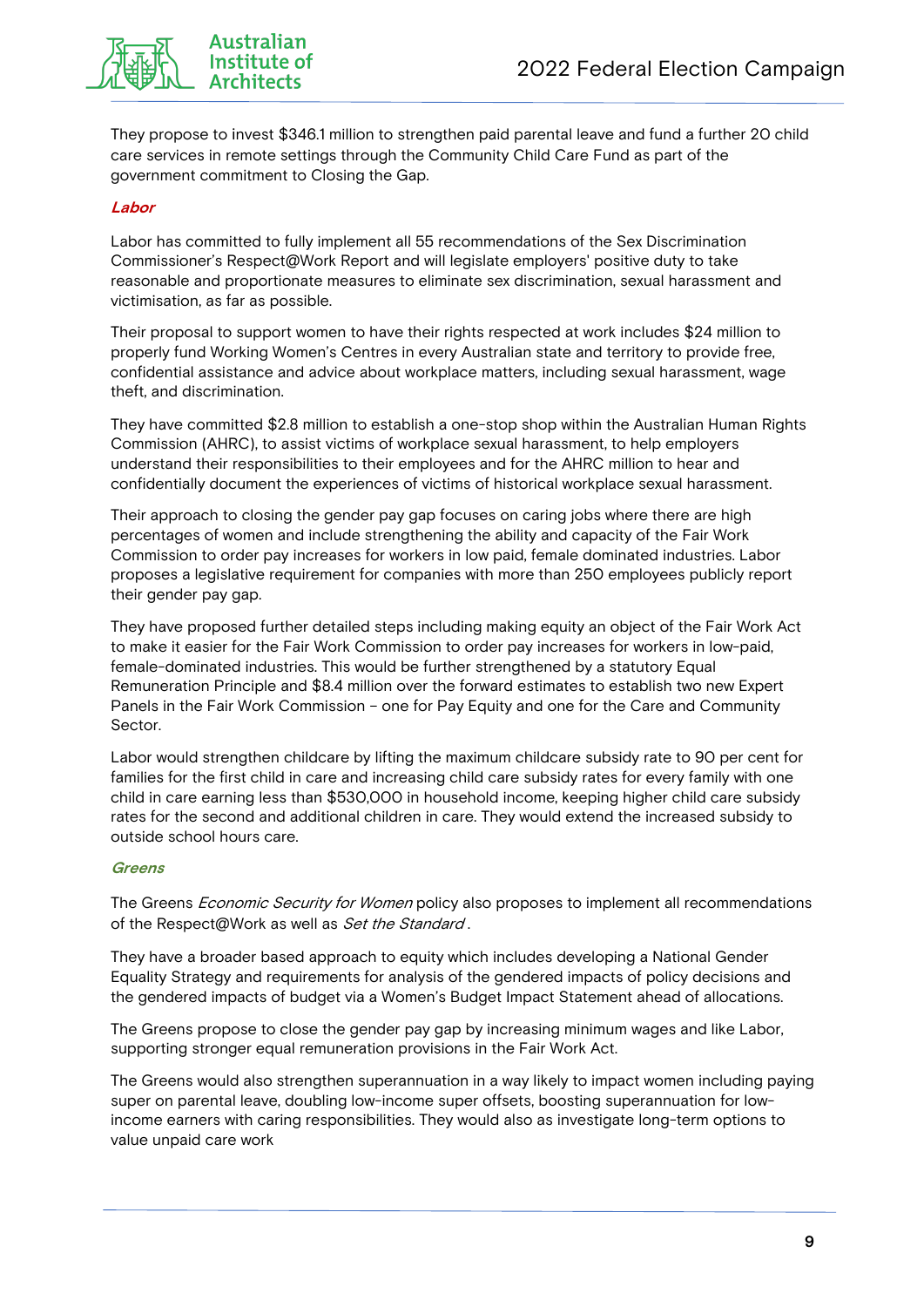They propose to invest $346.1 million to strengthen paid parental leave and fund a further 20 child care services in remote settings through the Community Child Care Fund as part of the government commitment to Closing the Gap.

***Labor***

Labor has committed to fully implement all 55 recommendations of the Sex Discrimination Commissioner's Respect@Work Report and will legislate employers' positive duty to take reasonable and proportionate measures to eliminate sex discrimination, sexual harassment and victimisation, as far as possible.

Their proposal to support women to have their rights respected at work includes $24 million to properly fund Working Women's Centres in every Australian state and territory to provide free, confidential assistance and advice about workplace matters, including sexual harassment, wage theft, and discrimination.

They have committed $2.8 million to establish a one-stop shop within the Australian Human Rights Commission (AHRC), to assist victims of workplace sexual harassment, to help employers understand their responsibilities to their employees and for the AHRC million to hear and confidentially document the experiences of victims of historical workplace sexual harassment.

Their approach to closing the gender pay gap focuses on caring jobs where there are high percentages of women and include strengthening the ability and capacity of the Fair Work Commission to order pay increases for workers in low paid, female dominated industries. Labor proposes a legislative requirement for companies with more than 250 employees publicly report their gender pay gap.

They have proposed further detailed steps including making equity an object of the Fair Work Act to make it easier for the Fair Work Commission to order pay increases for workers in low-paid, female-dominated industries. This would be further strengthened by a statutory Equal Remuneration Principle and $8.4 million over the forward estimates to establish two new Expert Panels in the Fair Work Commission – one for Pay Equity and one for the Care and Community Sector.

Labor would strengthen childcare by lifting the maximum childcare subsidy rate to 90 per cent for families for the first child in care and increasing child care subsidy rates for every family with one child in care earning less than $530,000 in household income, keeping higher child care subsidy rates for the second and additional children in care. They would extend the increased subsidy to outside school hours care.

***Greens***

The Greens *Economic Security for Women* policy also proposes to implement all recommendations of the Respect@Work as well as *Set the Standard*.

They have a broader based approach to equity which includes developing a National Gender Equality Strategy and requirements for analysis of the gendered impacts of policy decisions and the gendered impacts of budget via a Women's Budget Impact Statement ahead of allocations.

The Greens propose to close the gender pay gap by increasing minimum wages and like Labor, supporting stronger equal remuneration provisions in the Fair Work Act.

The Greens would also strengthen superannuation in a way likely to impact women including paying super on parental leave, doubling low-income super offsets, boosting superannuation for low-income earners with caring responsibilities. They would also as investigate long-term options to value unpaid care work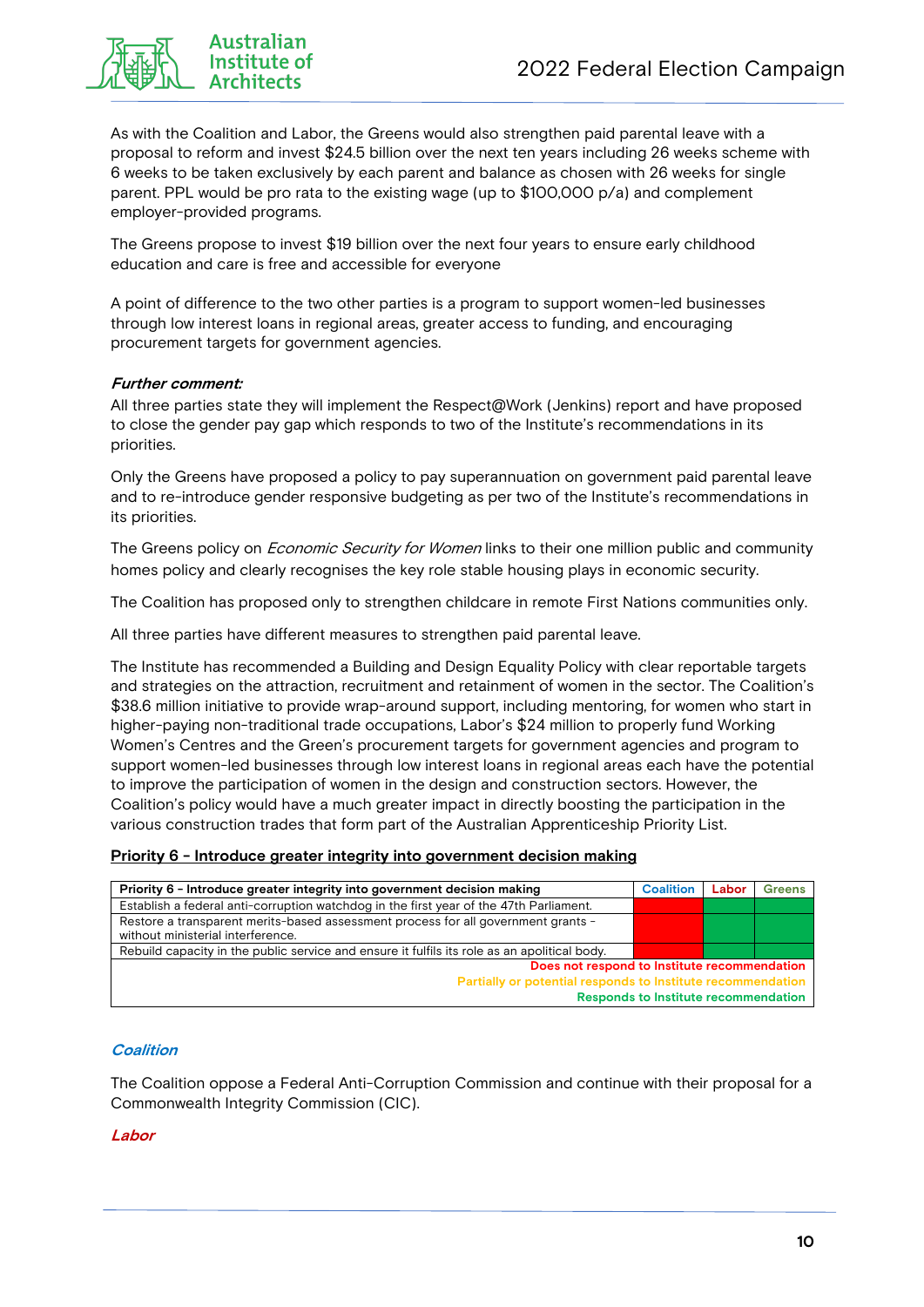As with the Coalition and Labor, the Greens would also strengthen paid parental leave with a proposal to reform and invest $24.5 billion over the next ten years including 26 weeks scheme with 6 weeks to be taken exclusively by each parent and balance as chosen with 26 weeks for single parent. PPL would be pro rata to the existing wage (up to $100,000 p/a) and complement employer-provided programs.

The Greens propose to invest $19 billion over the next four years to ensure early childhood education and care is free and accessible for everyone

A point of difference to the two other parties is a program to support women-led businesses through low interest loans in regional areas, greater access to funding, and encouraging procurement targets for government agencies.

***Further comment:***

All three parties state they will implement the Respect@Work (Jenkins) report and have proposed to close the gender pay gap which responds to two of the Institute's recommendations in its priorities.

Only the Greens have proposed a policy to pay superannuation on government paid parental leave and to re-introduce gender responsive budgeting as per two of the Institute's recommendations in its priorities.

The Greens policy on *Economic Security for Women* links to their one million public and community homes policy and clearly recognises the key role stable housing plays in economic security.

The Coalition has proposed only to strengthen childcare in remote First Nations communities only.

All three parties have different measures to strengthen paid parental leave.

The Institute has recommended a Building and Design Equality Policy with clear reportable targets and strategies on the attraction, recruitment and retainment of women in the sector. The Coalition's $38.6 million initiative to provide wrap-around support, including mentoring, for women who start in higher-paying non-traditional trade occupations, Labor's $24 million to properly fund Working Women's Centres and the Green's procurement targets for government agencies and program to support women-led businesses through low interest loans in regional areas each have the potential to improve the participation of women in the design and construction sectors. However, the Coalition's policy would have a much greater impact in directly boosting the participation in the various construction trades that form part of the Australian Apprenticeship Priority List.

**Priority 6 - Introduce greater integrity into government decision making**

| Priority 6 - Introduce greater integrity into government decision making | Coalition | Labor | Greens |
|---|---|---|---|
| Establish a federal anti-corruption watchdog in the first year of the 47th Parliament. | Does not respond | Responds | Responds |
| Restore a transparent merits-based assessment process for all government grants - without ministerial interference. | Does not respond | Responds | Responds |
| Rebuild capacity in the public service and ensure it fulfils its role as an apolitical body. | Does not respond | Responds | Responds |

Does not respond to Institute recommendation
Partially or potential responds to Institute recommendation
Responds to Institute recommendation

***Coalition***

The Coalition oppose a Federal Anti-Corruption Commission and continue with their proposal for a Commonwealth Integrity Commission (CIC).

***Labor***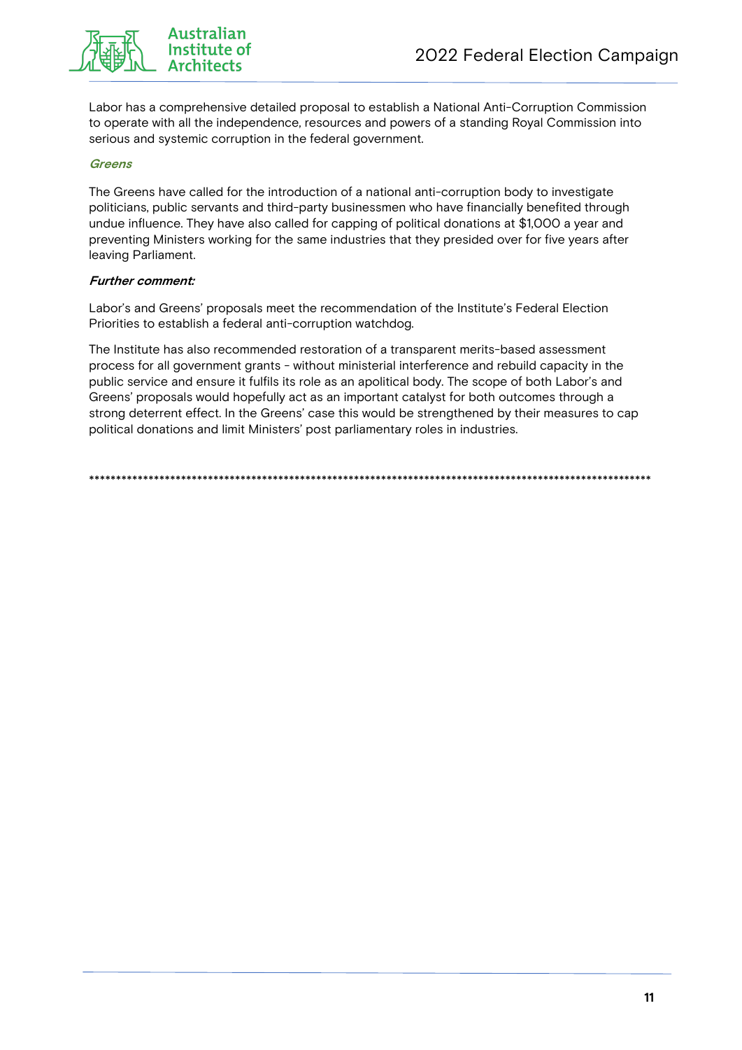Labor has a comprehensive detailed proposal to establish a National Anti-Corruption Commission to operate with all the independence, resources and powers of a standing Royal Commission into serious and systemic corruption in the federal government.

***Greens***

The Greens have called for the introduction of a national anti-corruption body to investigate politicians, public servants and third-party businessmen who have financially benefited through undue influence. They have also called for capping of political donations at $1,000 a year and preventing Ministers working for the same industries that they presided over for five years after leaving Parliament.

***Further comment:***

Labor's and Greens' proposals meet the recommendation of the Institute's Federal Election Priorities to establish a federal anti-corruption watchdog.

The Institute has also recommended restoration of a transparent merits-based assessment process for all government grants - without ministerial interference and rebuild capacity in the public service and ensure it fulfils its role as an apolitical body. The scope of both Labor's and Greens' proposals would hopefully act as an important catalyst for both outcomes through a strong deterrent effect. In the Greens' case this would be strengthened by their measures to cap political donations and limit Ministers' post parliamentary roles in industries.

*************************************************************************************************************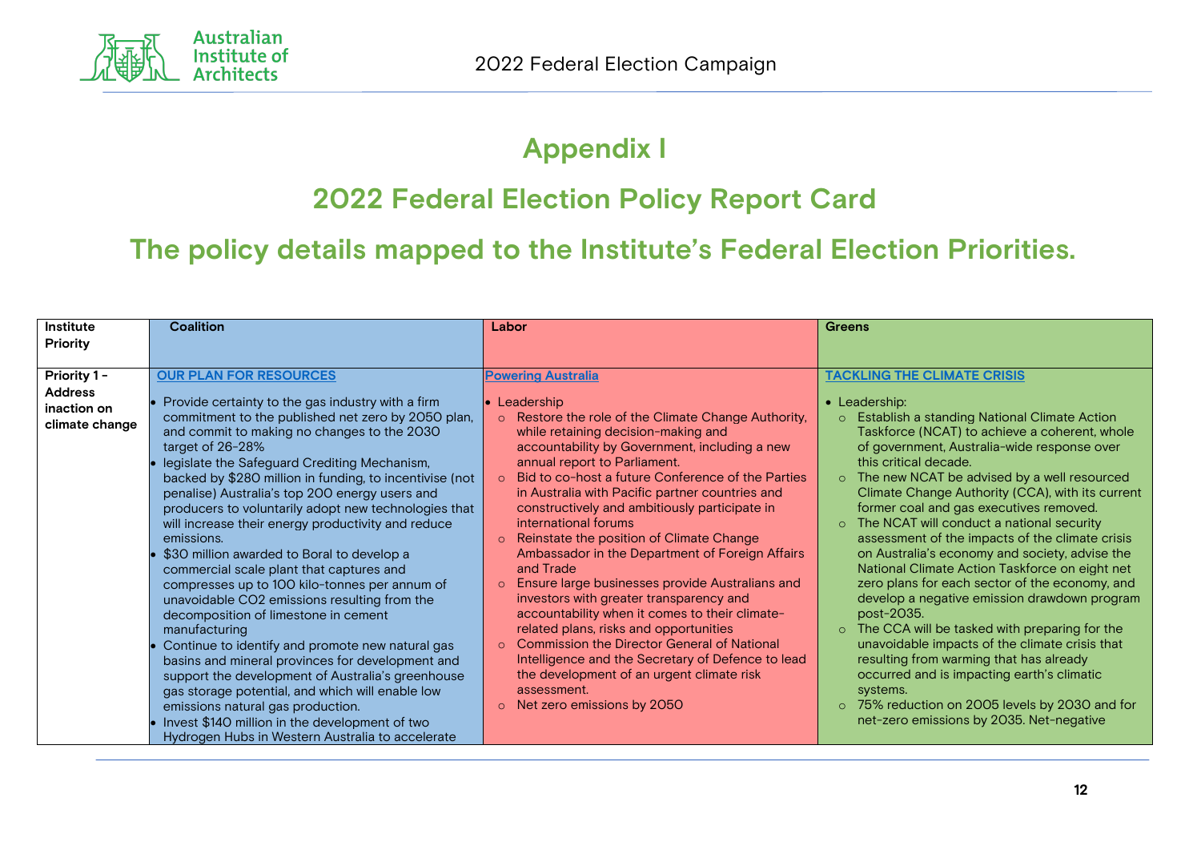# Appendix I

## 2022 Federal Election Policy Report Card

## The policy details mapped to the Institute's Federal Election Priorities.

| Institute Priority | Coalition | Labor | Greens |
|---|---|---|---|
| **Priority 1 - Address inaction on climate change** | **OUR PLAN FOR RESOURCES**<br><br>• Provide certainty to the gas industry with a firm commitment to the published net zero by 2050 plan, and commit to making no changes to the 2030 target of 26-28%<br>• legislate the Safeguard Crediting Mechanism, backed by $280 million in funding, to incentivise (not penalise) Australia's top 200 energy users and producers to voluntarily adopt new technologies that will increase their energy productivity and reduce emissions.<br>• $30 million awarded to Boral to develop a commercial scale plant that captures and compresses up to 100 kilo-tonnes per annum of unavoidable $CO_2$ emissions resulting from the decomposition of limestone in cement manufacturing<br>• Continue to identify and promote new natural gas basins and mineral provinces for development and support the development of Australia's greenhouse gas storage potential, and which will enable low emissions natural gas production.<br>• Invest $140 million in the development of two Hydrogen Hubs in Western Australia to accelerate | **Powering Australia**<br><br>• Leadership<br>  ○ Restore the role of the Climate Change Authority, while retaining decision-making and accountability by Government, including a new annual report to Parliament.<br>  ○ Bid to co-host a future Conference of the Parties in Australia with Pacific partner countries and constructively and ambitiously participate in international forums<br>  ○ Reinstate the position of Climate Change Ambassador in the Department of Foreign Affairs and Trade<br>  ○ Ensure large businesses provide Australians and investors with greater transparency and accountability when it comes to their climate-related plans, risks and opportunities<br>  ○ Commission the Director General of National Intelligence and the Secretary of Defence to lead the development of an urgent climate risk assessment.<br>  ○ Net zero emissions by 2050 | **TACKLING THE CLIMATE CRISIS**<br><br>• Leadership:<br>  ○ Establish a standing National Climate Action Taskforce (NCAT) to achieve a coherent, whole of government, Australia-wide response over this critical decade.<br>  ○ The new NCAT be advised by a well resourced Climate Change Authority (CCA), with its current former coal and gas executives removed.<br>  ○ The NCAT will conduct a national security assessment of the impacts of the climate crisis on Australia's economy and society, advise the National Climate Action Taskforce on eight net zero plans for each sector of the economy, and develop a negative emission drawdown program post-2035.<br>  ○ The CCA will be tasked with preparing for the unavoidable impacts of the climate crisis that resulting from warming that has already occurred and is impacting earth's climatic systems.<br>  ○ 75% reduction on 2005 levels by 2030 and for net-zero emissions by 2035. Net-negative |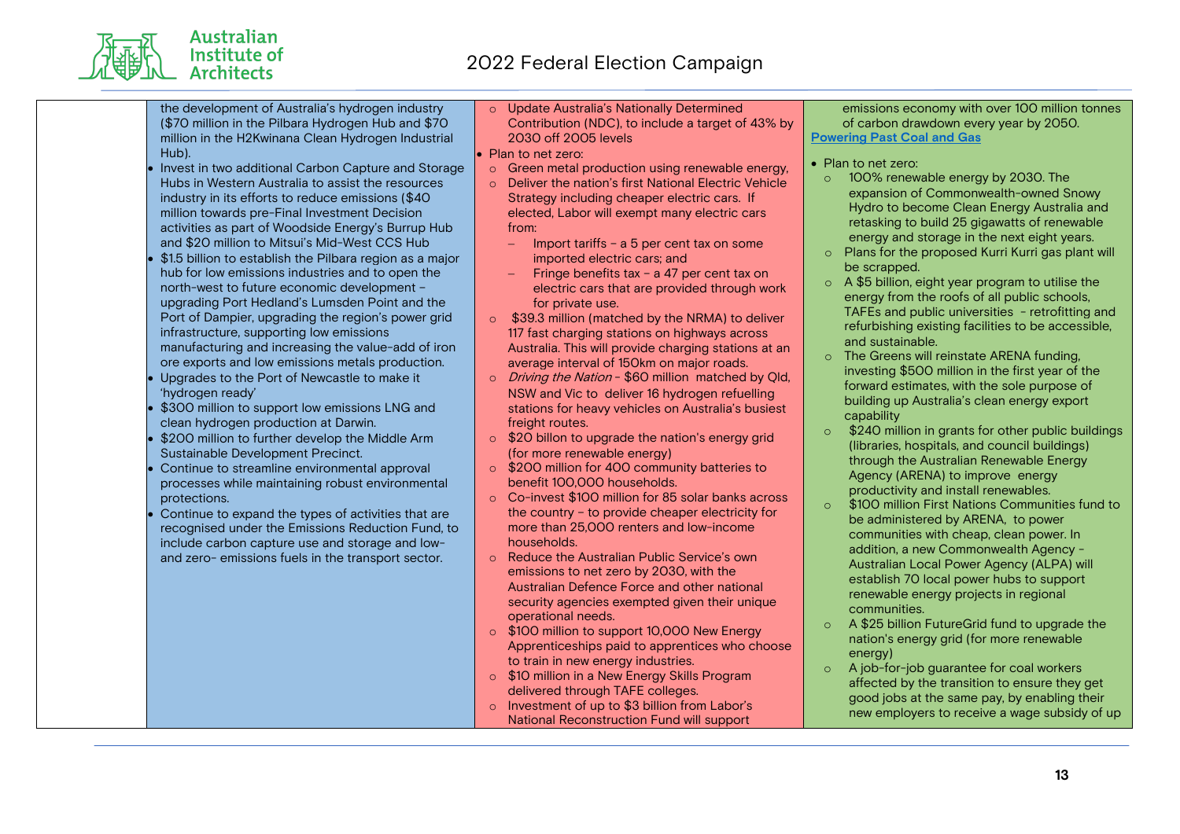| | | | |
|---|---|---|---|
| | the development of Australia's hydrogen industry ($70 million in the Pilbara Hydrogen Hub and $70 million in the H2Kwinana Clean Hydrogen Industrial Hub).<br>• Invest in two additional Carbon Capture and Storage Hubs in Western Australia to assist the resources industry in its efforts to reduce emissions ($40 million towards pre-Final Investment Decision activities as part of Woodside Energy's Burrup Hub and $20 million to Mitsui's Mid-West CCS Hub<br>• $1.5 billion to establish the Pilbara region as a major hub for low emissions industries and to open the north-west to future economic development – upgrading Port Hedland's Lumsden Point and the Port of Dampier, upgrading the region's power grid infrastructure, supporting low emissions manufacturing and increasing the value-add of iron ore exports and low emissions metals production.<br>• Upgrades to the Port of Newcastle to make it 'hydrogen ready'<br>• $300 million to support low emissions LNG and clean hydrogen production at Darwin.<br>• $200 million to further develop the Middle Arm Sustainable Development Precinct.<br>• Continue to streamline environmental approval processes while maintaining robust environmental protections.<br>• Continue to expand the types of activities that are recognised under the Emissions Reduction Fund, to include carbon capture use and storage and low- and zero- emissions fuels in the transport sector. | ◦ Update Australia's Nationally Determined Contribution (NDC), to include a target of 43% by 2030 off 2005 levels<br>• Plan to net zero:<br>◦ Green metal production using renewable energy,<br>◦ Deliver the nation's first National Electric Vehicle Strategy including cheaper electric cars. If elected, Labor will exempt many electric cars from:<br>– Import tariffs – a 5 per cent tax on some imported electric cars; and<br>– Fringe benefits tax – a 47 per cent tax on electric cars that are provided through work for private use.<br>◦ $39.3 million (matched by the NRMA) to deliver 117 fast charging stations on highways across Australia. This will provide charging stations at an average interval of 150km on major roads.<br>◦ *Driving the Nation* - $60 million matched by Qld, NSW and Vic to deliver 16 hydrogen refuelling stations for heavy vehicles on Australia's busiest freight routes.<br>◦ $20 billon to upgrade the nation's energy grid (for more renewable energy)<br>◦ $200 million for 400 community batteries to benefit 100,000 households.<br>◦ Co-invest $100 million for 85 solar banks across the country – to provide cheaper electricity for more than 25,000 renters and low-income households.<br>◦ Reduce the Australian Public Service's own emissions to net zero by 2030, with the Australian Defence Force and other national security agencies exempted given their unique operational needs.<br>◦ $100 million to support 10,000 New Energy Apprenticeships paid to apprentices who choose to train in new energy industries.<br>◦ $10 million in a New Energy Skills Program delivered through TAFE colleges.<br>◦ Investment of up to $3 billion from Labor's National Reconstruction Fund will support | emissions economy with over 100 million tonnes of carbon drawdown every year by 2050.<br>[Powering Past Coal and Gas]<br>• Plan to net zero:<br>◦ 100% renewable energy by 2030. The expansion of Commonwealth-owned Snowy Hydro to become Clean Energy Australia and retasking to build 25 gigawatts of renewable energy and storage in the next eight years.<br>◦ Plans for the proposed Kurri Kurri gas plant will be scrapped.<br>◦ A $5 billion, eight year program to utilise the energy from the roofs of all public schools, TAFEs and public universities - retrofitting and refurbishing existing facilities to be accessible, and sustainable.<br>◦ The Greens will reinstate ARENA funding, investing $500 million in the first year of the forward estimates, with the sole purpose of building up Australia's clean energy export capability<br>◦ $240 million in grants for other public buildings (libraries, hospitals, and council buildings) through the Australian Renewable Energy Agency (ARENA) to improve energy productivity and install renewables.<br>◦ $100 million First Nations Communities fund to be administered by ARENA, to power communities with cheap, clean power. In addition, a new Commonwealth Agency - Australian Local Power Agency (ALPA) will establish 70 local power hubs to support renewable energy projects in regional communities.<br>◦ A $25 billion FutureGrid fund to upgrade the nation's energy grid (for more renewable energy)<br>◦ A job-for-job guarantee for coal workers affected by the transition to ensure they get good jobs at the same pay, by enabling their new employers to receive a wage subsidy of up |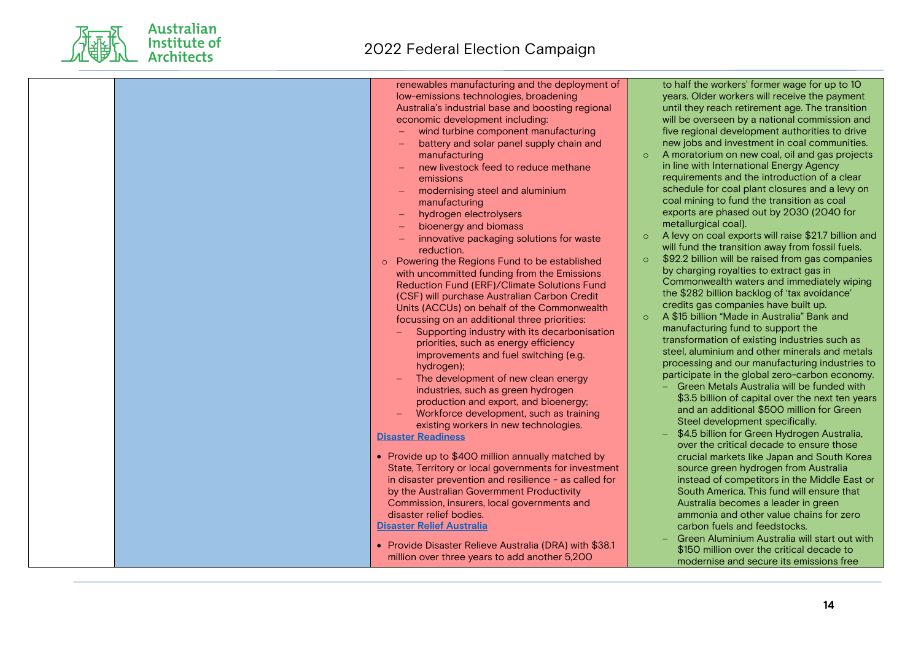| | | | |
|---|---|---|---|
| | | renewables manufacturing and the deployment of low-emissions technologies, broadening Australia's industrial base and boosting regional economic development including:<br>– wind turbine component manufacturing<br>– battery and solar panel supply chain and manufacturing<br>– new livestock feed to reduce methane emissions<br>– modernising steel and aluminium manufacturing<br>– hydrogen electrolysers<br>– bioenergy and biomass<br>– innovative packaging solutions for waste reduction.<br>○ Powering the Regions Fund to be established with uncommitted funding from the Emissions Reduction Fund (ERF)/Climate Solutions Fund (CSF) will purchase Australian Carbon Credit Units (ACCUs) on behalf of the Commonwealth focussing on an additional three priorities:<br>– Supporting industry with its decarbonisation priorities, such as energy efficiency improvements and fuel switching (e.g. hydrogen);<br>– The development of new clean energy industries, such as green hydrogen production and export, and bioenergy;<br>– Workforce development, such as training existing workers in new technologies.<br>**Disaster Readiness**<br>• Provide up to $400 million annually matched by State, Territory or local governments for investment in disaster prevention and resilience - as called for by the Australian Government Productivity Commission, insurers, local governments and disaster relief bodies.<br>**Disaster Relief Australia**<br>• Provide Disaster Relieve Australia (DRA) with $38.1 million over three years to add another 5,200 | to half the workers' former wage for up to 10 years. Older workers will receive the payment until they reach retirement age. The transition will be overseen by a national commission and five regional development authorities to drive new jobs and investment in coal communities.<br>○ A moratorium on new coal, oil and gas projects in line with International Energy Agency requirements and the introduction of a clear schedule for coal plant closures and a levy on coal mining to fund the transition as coal exports are phased out by 2030 (2040 for metallurgical coal).<br>○ A levy on coal exports will raise $21.7 billion and will fund the transition away from fossil fuels.<br>○ $92.2 billion will be raised from gas companies by charging royalties to extract gas in Commonwealth waters and immediately wiping the $282 billion backlog of 'tax avoidance' credits gas companies have built up.<br>○ A $15 billion "Made in Australia" Bank and manufacturing fund to support the transformation of existing industries such as steel, aluminium and other minerals and metals processing and our manufacturing industries to participate in the global zero-carbon economy.<br>– Green Metals Australia will be funded with $3.5 billion of capital over the next ten years and an additional $500 million for Green Steel development specifically.<br>– $4.5 billion for Green Hydrogen Australia, over the critical decade to ensure those crucial markets like Japan and South Korea source green hydrogen from Australia instead of competitors in the Middle East or South America. This fund will ensure that Australia becomes a leader in green ammonia and other value chains for zero carbon fuels and feedstocks.<br>– Green Aluminium Australia will start out with $150 million over the critical decade to modernise and secure its emissions free |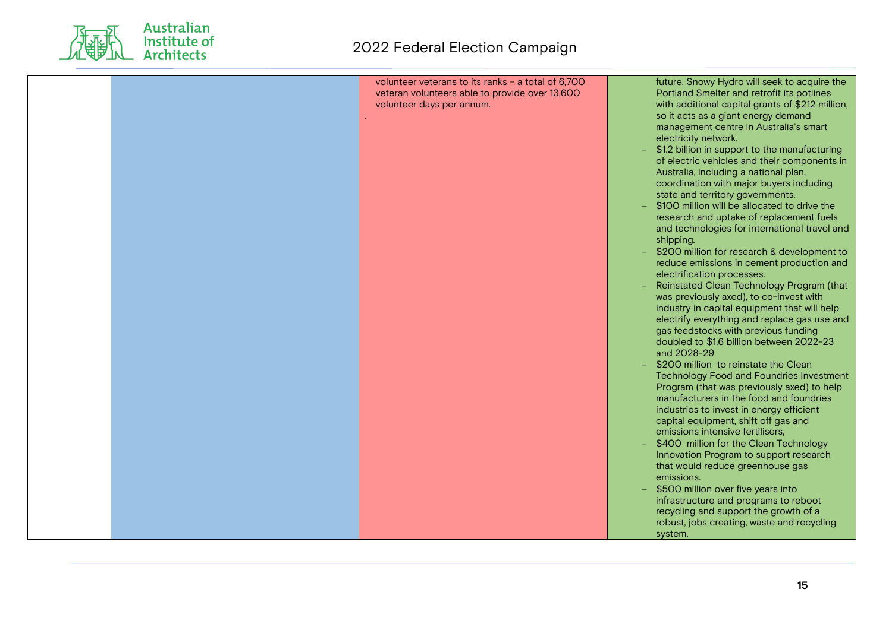|  |  | volunteer veterans to its ranks – a total of 6,700 veteran volunteers able to provide over 13,600 volunteer days per annum.<br>. | future. Snowy Hydro will seek to acquire the Portland Smelter and retrofit its potlines with additional capital grants of $212 million, so it acts as a giant energy demand management centre in Australia's smart electricity network.<br>– $1.2 billion in support to the manufacturing of electric vehicles and their components in Australia, including a national plan, coordination with major buyers including state and territory governments.<br>– $100 million will be allocated to drive the research and uptake of replacement fuels and technologies for international travel and shipping.<br>– $200 million for research & development to reduce emissions in cement production and electrification processes.<br>– Reinstated Clean Technology Program (that was previously axed), to co-invest with industry in capital equipment that will help electrify everything and replace gas use and gas feedstocks with previous funding doubled to $1.6 billion between 2022-23 and 2028-29<br>– $200 million to reinstate the Clean Technology Food and Foundries Investment Program (that was previously axed) to help manufacturers in the food and foundries industries to invest in energy efficient capital equipment, shift off gas and emissions intensive fertilisers,<br>– $400 million for the Clean Technology Innovation Program to support research that would reduce greenhouse gas emissions.<br>– $500 million over five years into infrastructure and programs to reboot recycling and support the growth of a robust, jobs creating, waste and recycling system. |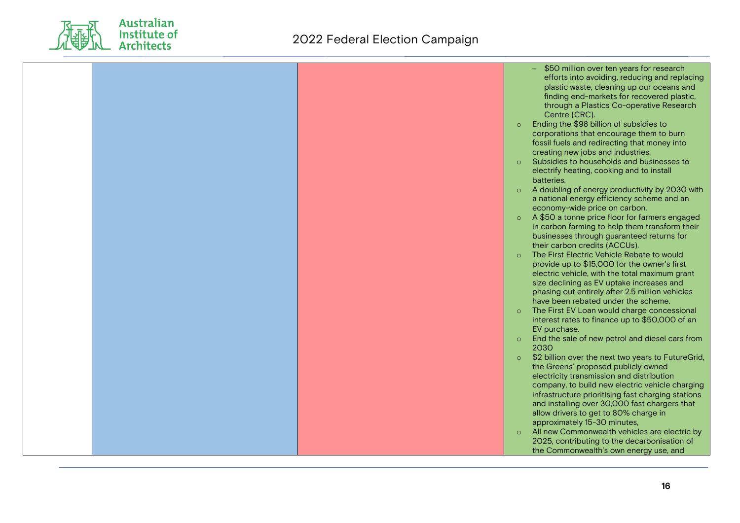| | | | |
|---|---|---|---|
| | | | – $50 million over ten years for research efforts into avoiding, reducing and replacing plastic waste, cleaning up our oceans and finding end-markets for recovered plastic, through a Plastics Co-operative Research Centre (CRC).<br>○ Ending the $98 billion of subsidies to corporations that encourage them to burn fossil fuels and redirecting that money into creating new jobs and industries.<br>○ Subsidies to households and businesses to electrify heating, cooking and to install batteries.<br>○ A doubling of energy productivity by 2030 with a national energy efficiency scheme and an economy-wide price on carbon.<br>○ A $50 a tonne price floor for farmers engaged in carbon farming to help them transform their businesses through guaranteed returns for their carbon credits (ACCUs).<br>○ The First Electric Vehicle Rebate to would provide up to $15,000 for the owner's first electric vehicle, with the total maximum grant size declining as EV uptake increases and phasing out entirely after 2.5 million vehicles have been rebated under the scheme.<br>○ The First EV Loan would charge concessional interest rates to finance up to $50,000 of an EV purchase.<br>○ End the sale of new petrol and diesel cars from 2030<br>○ $2 billion over the next two years to FutureGrid, the Greens' proposed publicly owned electricity transmission and distribution company, to build new electric vehicle charging infrastructure prioritising fast charging stations and installing over 30,000 fast chargers that allow drivers to get to 80% charge in approximately 15-30 minutes,<br>○ All new Commonwealth vehicles are electric by 2025, contributing to the decarbonisation of the Commonwealth's own energy use, and |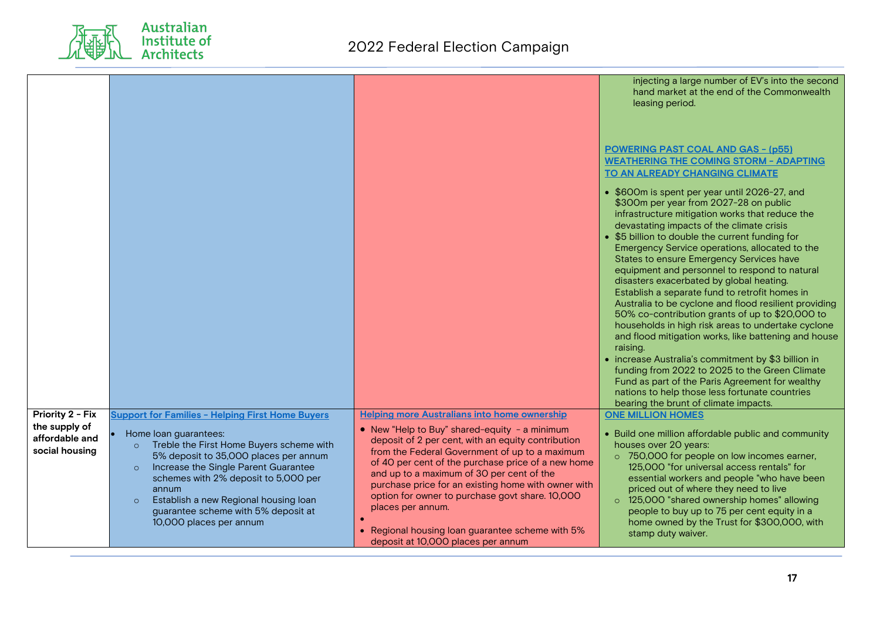| | | | |
|---|---|---|---|
| | | | injecting a large number of EV's into the second hand market at the end of the Commonwealth leasing period.<br><br>**POWERING PAST COAL AND GAS - (p55)**<br>**WEATHERING THE COMING STORM - ADAPTING TO AN ALREADY CHANGING CLIMATE**<br><br>• $600m is spent per year until 2026-27, and $300m per year from 2027-28 on public infrastructure mitigation works that reduce the devastating impacts of the climate crisis<br>• $5 billion to double the current funding for Emergency Service operations, allocated to the States to ensure Emergency Services have equipment and personnel to respond to natural disasters exacerbated by global heating. Establish a separate fund to retrofit homes in Australia to be cyclone and flood resilient providing 50% co-contribution grants of up to $20,000 to households in high risk areas to undertake cyclone and flood mitigation works, like battening and house raising.<br>• increase Australia's commitment by $3 billion in funding from 2022 to 2025 to the Green Climate Fund as part of the Paris Agreement for wealthy nations to help those less fortunate countries bearing the brunt of climate impacts. |
| **Priority 2 - Fix the supply of affordable and social housing** | **Support for Families - Helping First Home Buyers**<br><br>• Home loan guarantees:<br>  ○ Treble the First Home Buyers scheme with 5% deposit to 35,000 places per annum<br>  ○ Increase the Single Parent Guarantee schemes with 2% deposit to 5,000 per annum<br>  ○ Establish a new Regional housing loan guarantee scheme with 5% deposit at 10,000 places per annum | **Helping more Australians into home ownership**<br><br>• New "Help to Buy" shared-equity - a minimum deposit of 2 per cent, with an equity contribution from the Federal Government of up to a maximum of 40 per cent of the purchase price of a new home and up to a maximum of 30 per cent of the purchase price for an existing home with owner with option for owner to purchase govt share. 10,000 places per annum.<br>•<br>• Regional housing loan guarantee scheme with 5% deposit at 10,000 places per annum | **ONE MILLION HOMES**<br><br>• Build one million affordable public and community houses over 20 years:<br>  ○ 750,000 for people on low incomes earner, 125,000 "for universal access rentals" for essential workers and people "who have been priced out of where they need to live<br>  ○ 125,000 "shared ownership homes" allowing people to buy up to 75 per cent equity in a home owned by the Trust for $300,000, with stamp duty waiver. |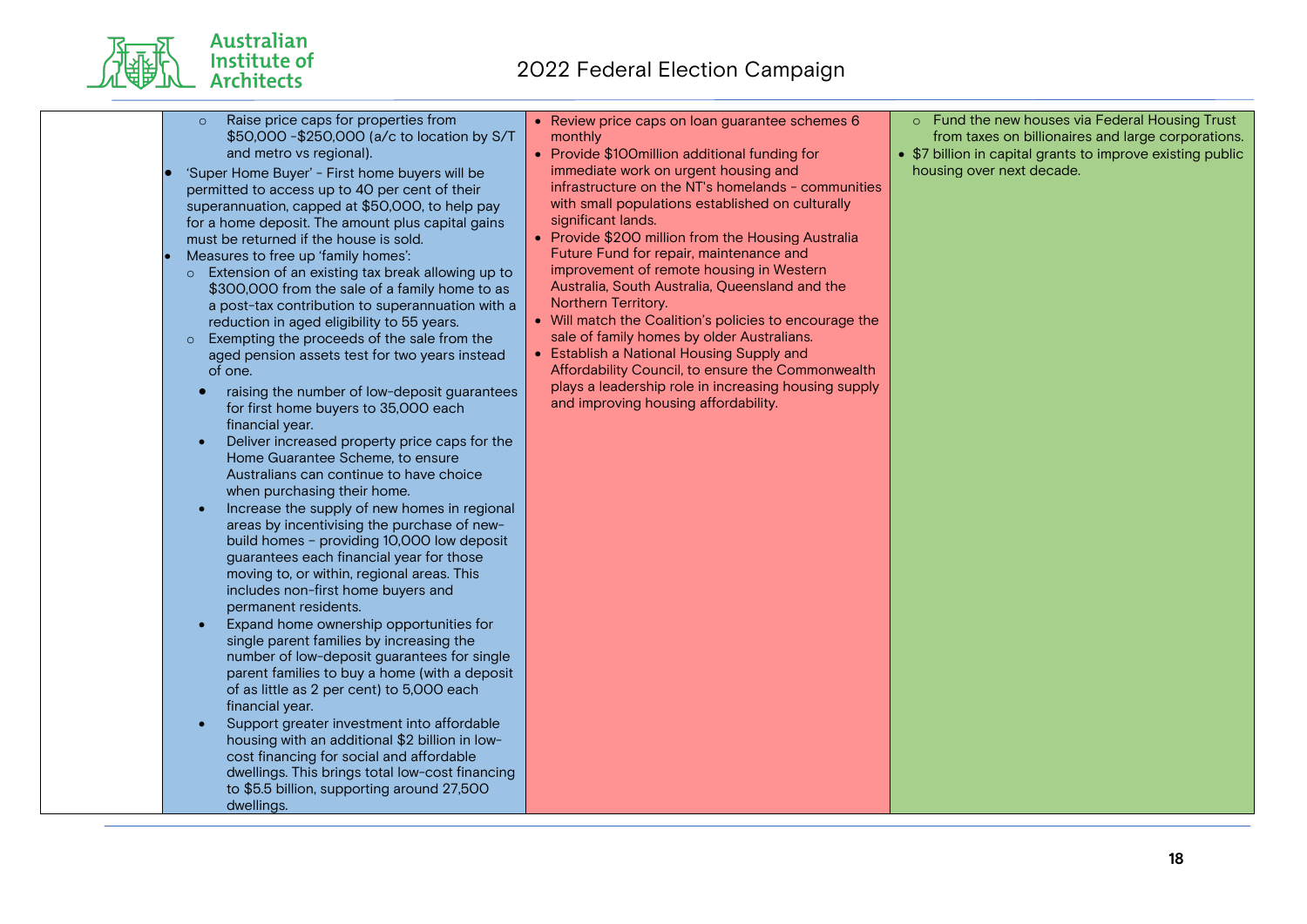| | | | |
|---|---|---|---|
| | ○ Raise price caps for properties from \$50,000 -\$250,000 (a/c to location by S/T and metro vs regional).<br>• 'Super Home Buyer' - First home buyers will be permitted to access up to 40 per cent of their superannuation, capped at \$50,000, to help pay for a home deposit. The amount plus capital gains must be returned if the house is sold.<br>• Measures to free up 'family homes':<br>○ Extension of an existing tax break allowing up to \$300,000 from the sale of a family home to as a post-tax contribution to superannuation with a reduction in aged eligibility to 55 years.<br>○ Exempting the proceeds of the sale from the aged pension assets test for two years instead of one.<br>• raising the number of low-deposit guarantees for first home buyers to 35,000 each financial year.<br>• Deliver increased property price caps for the Home Guarantee Scheme, to ensure Australians can continue to have choice when purchasing their home.<br>• Increase the supply of new homes in regional areas by incentivising the purchase of new-build homes – providing 10,000 low deposit guarantees each financial year for those moving to, or within, regional areas. This includes non-first home buyers and permanent residents.<br>• Expand home ownership opportunities for single parent families by increasing the number of low-deposit guarantees for single parent families to buy a home (with a deposit of as little as 2 per cent) to 5,000 each financial year.<br>• Support greater investment into affordable housing with an additional \$2 billion in low-cost financing for social and affordable dwellings. This brings total low-cost financing to \$5.5 billion, supporting around 27,500 dwellings. | • Review price caps on loan guarantee schemes 6 monthly<br>• Provide \$100million additional funding for immediate work on urgent housing and infrastructure on the NT's homelands - communities with small populations established on culturally significant lands.<br>• Provide \$200 million from the Housing Australia Future Fund for repair, maintenance and improvement of remote housing in Western Australia, South Australia, Queensland and the Northern Territory.<br>• Will match the Coalition's policies to encourage the sale of family homes by older Australians.<br>• Establish a National Housing Supply and Affordability Council, to ensure the Commonwealth plays a leadership role in increasing housing supply and improving housing affordability. | ○ Fund the new houses via Federal Housing Trust from taxes on billionaires and large corporations.<br>• \$7 billion in capital grants to improve existing public housing over next decade. |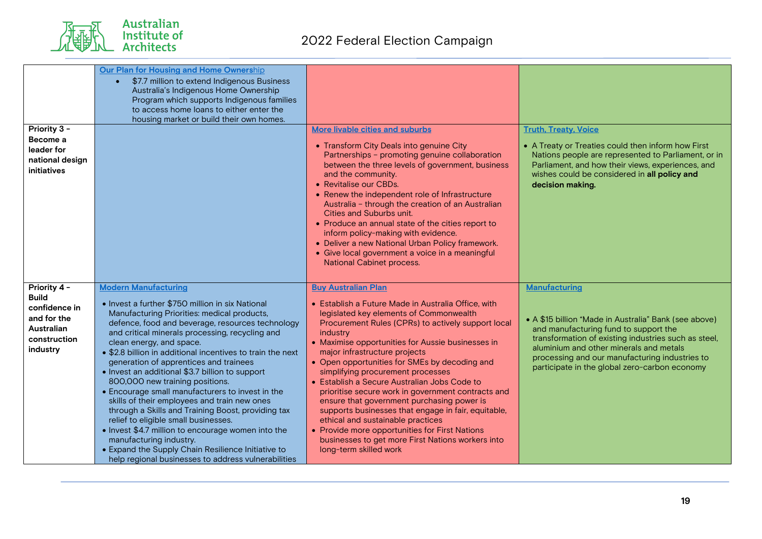| | | | |
|---|---|---|---|
| | **Our Plan for Housing and Home Ownership**<br>• $7.7 million to extend Indigenous Business Australia's Indigenous Home Ownership Program which supports Indigenous families to access home loans to either enter the housing market or build their own homes. | | |
| **Priority 3 - Become a leader for national design initiatives** | | **More livable cities and suburbs**<br>• Transform City Deals into genuine City Partnerships – promoting genuine collaboration between the three levels of government, business and the community.<br>• Revitalise our CBDs.<br>• Renew the independent role of Infrastructure Australia – through the creation of an Australian Cities and Suburbs unit.<br>• Produce an annual state of the cities report to inform policy-making with evidence.<br>• Deliver a new National Urban Policy framework.<br>• Give local government a voice in a meaningful National Cabinet process. | **Truth, Treaty, Voice**<br>• A Treaty or Treaties could then inform how First Nations people are represented to Parliament, or in Parliament, and how their views, experiences, and wishes could be considered in **all policy and decision making.** |
| **Priority 4 - Build confidence in and for the Australian construction industry** | **Modern Manufacturing**<br>• Invest a further $750 million in six National Manufacturing Priorities: medical products, defence, food and beverage, resources technology and critical minerals processing, recycling and clean energy, and space.<br>• $2.8 billion in additional incentives to train the next generation of apprentices and trainees<br>• Invest an additional $3.7 billion to support 800,000 new training positions.<br>• Encourage small manufacturers to invest in the skills of their employees and train new ones through a Skills and Training Boost, providing tax relief to eligible small businesses.<br>• Invest $4.7 million to encourage women into the manufacturing industry.<br>• Expand the Supply Chain Resilience Initiative to help regional businesses to address vulnerabilities | **Buy Australian Plan**<br>• Establish a Future Made in Australia Office, with legislated key elements of Commonwealth Procurement Rules (CPRs) to actively support local industry<br>• Maximise opportunities for Aussie businesses in major infrastructure projects<br>• Open opportunities for SMEs by decoding and simplifying procurement processes<br>• Establish a Secure Australian Jobs Code to prioritise secure work in government contracts and ensure that government purchasing power is supports businesses that engage in fair, equitable, ethical and sustainable practices<br>• Provide more opportunities for First Nations businesses to get more First Nations workers into long-term skilled work | **Manufacturing**<br>• A $15 billion "Made in Australia" Bank (see above) and manufacturing fund to support the transformation of existing industries such as steel, aluminium and other minerals and metals processing and our manufacturing industries to participate in the global zero-carbon economy |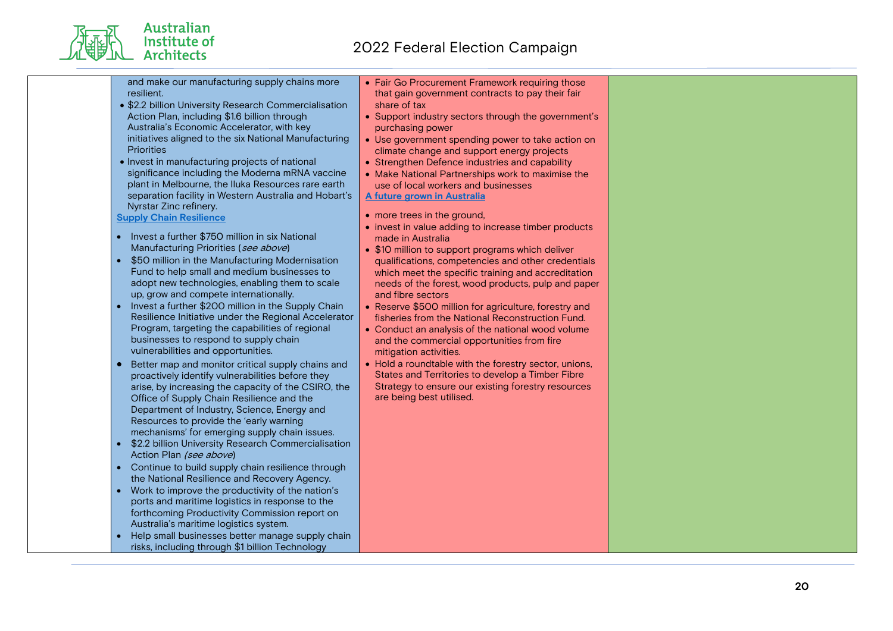| | | | |
|---|---|---|---|
| | and make our manufacturing supply chains more resilient.<br>• $2.2 billion University Research Commercialisation Action Plan, including $1.6 billion through Australia's Economic Accelerator, with key initiatives aligned to the six National Manufacturing Priorities<br>• Invest in manufacturing projects of national significance including the Moderna mRNA vaccine plant in Melbourne, the Iluka Resources rare earth separation facility in Western Australia and Hobart's Nyrstar Zinc refinery.<br>**Supply Chain Resilience**<br>• Invest a further $750 million in six National Manufacturing Priorities (*see above*)<br>• $50 million in the Manufacturing Modernisation Fund to help small and medium businesses to adopt new technologies, enabling them to scale up, grow and compete internationally.<br>• Invest a further $200 million in the Supply Chain Resilience Initiative under the Regional Accelerator Program, targeting the capabilities of regional businesses to respond to supply chain vulnerabilities and opportunities.<br>• Better map and monitor critical supply chains and proactively identify vulnerabilities before they arise, by increasing the capacity of the CSIRO, the Office of Supply Chain Resilience and the Department of Industry, Science, Energy and Resources to provide the 'early warning mechanisms' for emerging supply chain issues.<br>• $2.2 billion University Research Commercialisation Action Plan *(see above*)<br>• Continue to build supply chain resilience through the National Resilience and Recovery Agency.<br>• Work to improve the productivity of the nation's ports and maritime logistics in response to the forthcoming Productivity Commission report on Australia's maritime logistics system.<br>• Help small businesses better manage supply chain risks, including through $1 billion Technology | • Fair Go Procurement Framework requiring those that gain government contracts to pay their fair share of tax<br>• Support industry sectors through the government's purchasing power<br>• Use government spending power to take action on climate change and support energy projects<br>• Strengthen Defence industries and capability<br>• Make National Partnerships work to maximise the use of local workers and businesses<br>**A future grown in Australia**<br>• more trees in the ground,<br>• invest in value adding to increase timber products made in Australia<br>• $10 million to support programs which deliver qualifications, competencies and other credentials which meet the specific training and accreditation needs of the forest, wood products, pulp and paper and fibre sectors<br>• Reserve $500 million for agriculture, forestry and fisheries from the National Reconstruction Fund.<br>• Conduct an analysis of the national wood volume and the commercial opportunities from fire mitigation activities.<br>• Hold a roundtable with the forestry sector, unions, States and Territories to develop a Timber Fibre Strategy to ensure our existing forestry resources are being best utilised. | |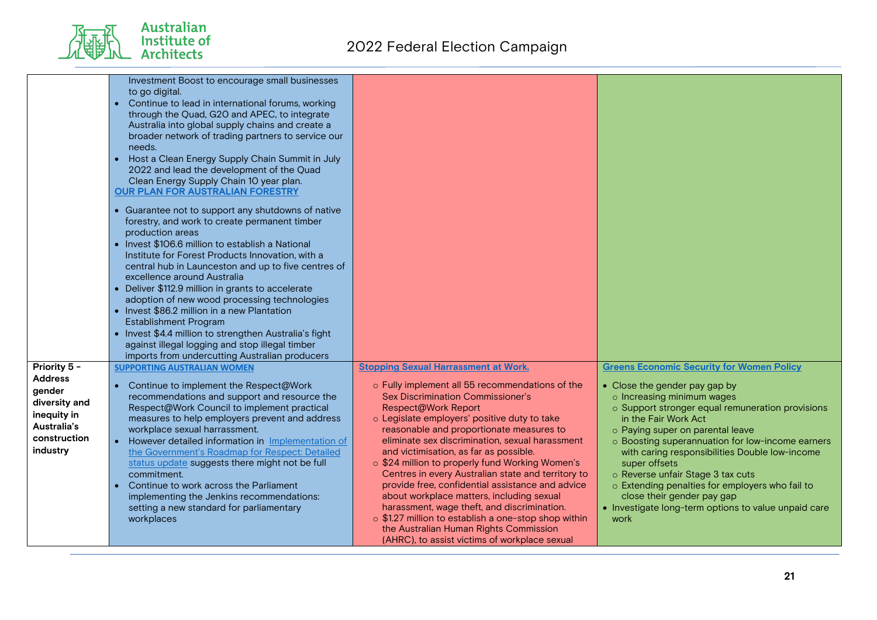| | | | |
|---|---|---|---|
| | Investment Boost to encourage small businesses to go digital.<br>• Continue to lead in international forums, working through the Quad, G20 and APEC, to integrate Australia into global supply chains and create a broader network of trading partners to service our needs.<br>• Host a Clean Energy Supply Chain Summit in July 2022 and lead the development of the Quad Clean Energy Supply Chain 10 year plan.<br>**OUR PLAN FOR AUSTRALIAN FORESTRY**<br>• Guarantee not to support any shutdowns of native forestry, and work to create permanent timber production areas<br>• Invest $106.6 million to establish a National Institute for Forest Products Innovation, with a central hub in Launceston and up to five centres of excellence around Australia<br>• Deliver $112.9 million in grants to accelerate adoption of new wood processing technologies<br>• Invest $86.2 million in a new Plantation Establishment Program<br>• Invest $4.4 million to strengthen Australia's fight against illegal logging and stop illegal timber imports from undercutting Australian producers | | |
| **Priority 5 - Address gender diversity and inequity in Australia's construction industry** | **SUPPORTING AUSTRALIAN WOMEN**<br>• Continue to implement the Respect@Work recommendations and support and resource the Respect@Work Council to implement practical measures to help employers prevent and address workplace sexual harrassment.<br>• However detailed information in Implementation of the Government's Roadmap for Respect: Detailed status update suggests there might not be full commitment.<br>• Continue to work across the Parliament implementing the Jenkins recommendations: setting a new standard for parliamentary workplaces | **Stopping Sexual Harrassment at Work.**<br>○ Fully implement all 55 recommendations of the Sex Discrimination Commissioner's Respect@Work Report<br>○ Legislate employers' positive duty to take reasonable and proportionate measures to eliminate sex discrimination, sexual harassment and victimisation, as far as possible.<br>○ $24 million to properly fund Working Women's Centres in every Australian state and territory to provide free, confidential assistance and advice about workplace matters, including sexual harassment, wage theft, and discrimination.<br>○ $1.27 million to establish a one-stop shop within the Australian Human Rights Commission (AHRC), to assist victims of workplace sexual | **Greens Economic Security for Women Policy**<br>• Close the gender pay gap by<br>○ Increasing minimum wages<br>○ Support stronger equal remuneration provisions in the Fair Work Act<br>○ Paying super on parental leave<br>○ Boosting superannuation for low-income earners with caring responsibilities Double low-income super offsets<br>○ Reverse unfair Stage 3 tax cuts<br>○ Extending penalties for employers who fail to close their gender pay gap<br>• Investigate long-term options to value unpaid care work |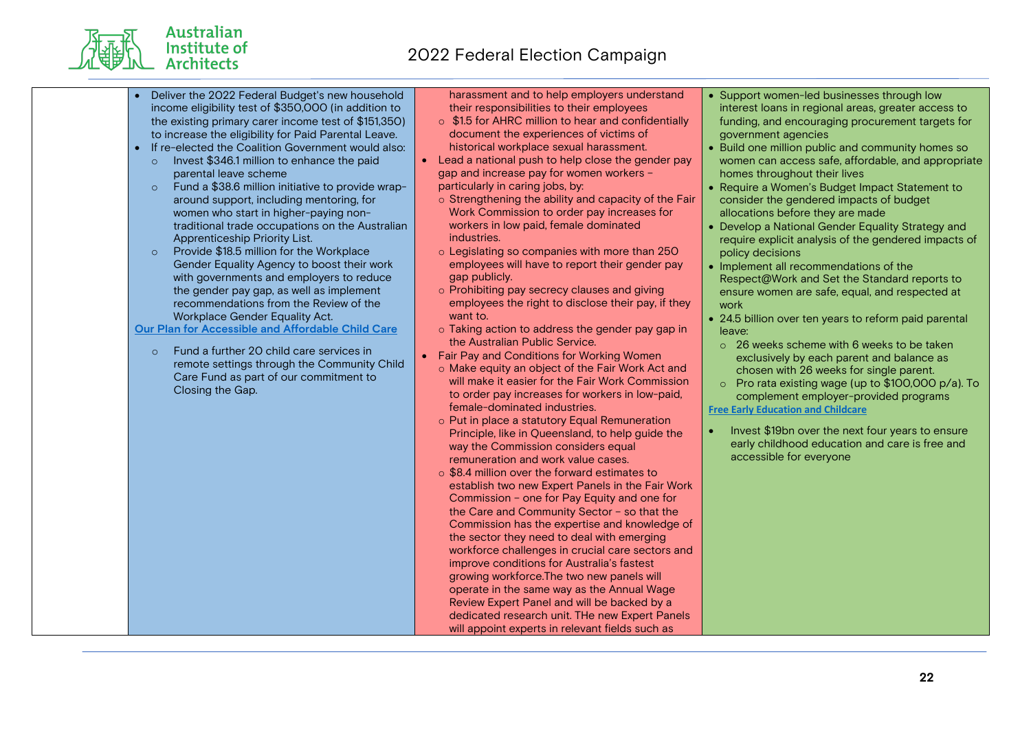| | | | |
|---|---|---|---|
| | • Deliver the 2022 Federal Budget's new household income eligibility test of $350,000 (in addition to the existing primary carer income test of $151,350) to increase the eligibility for Paid Parental Leave.<br>• If re-elected the Coalition Government would also:<br>  ○ Invest $346.1 million to enhance the paid parental leave scheme<br>  ○ Fund a $38.6 million initiative to provide wrap-around support, including mentoring, for women who start in higher-paying non-traditional trade occupations on the Australian Apprenticeship Priority List.<br>  ○ Provide $18.5 million for the Workplace Gender Equality Agency to boost their work with governments and employers to reduce the gender pay gap, as well as implement recommendations from the Review of the Workplace Gender Equality Act.<br>**Our Plan for Accessible and Affordable Child Care**<br>  ○ Fund a further 20 child care services in remote settings through the Community Child Care Fund as part of our commitment to Closing the Gap. | harassment and to help employers understand their responsibilities to their employees<br>  ○ $1.5 for AHRC million to hear and confidentially document the experiences of victims of historical workplace sexual harassment.<br>• Lead a national push to help close the gender pay gap and increase pay for women workers – particularly in caring jobs, by:<br>  ○ Strengthening the ability and capacity of the Fair Work Commission to order pay increases for workers in low paid, female dominated industries.<br>  ○ Legislating so companies with more than 250 employees will have to report their gender pay gap publicly.<br>  ○ Prohibiting pay secrecy clauses and giving employees the right to disclose their pay, if they want to.<br>  ○ Taking action to address the gender pay gap in the Australian Public Service.<br>• Fair Pay and Conditions for Working Women<br>  ○ Make equity an object of the Fair Work Act and will make it easier for the Fair Work Commission to order pay increases for workers in low-paid, female-dominated industries.<br>  ○ Put in place a statutory Equal Remuneration Principle, like in Queensland, to help guide the way the Commission considers equal remuneration and work value cases.<br>  ○ $8.4 million over the forward estimates to establish two new Expert Panels in the Fair Work Commission – one for Pay Equity and one for the Care and Community Sector – so that the Commission has the expertise and knowledge of the sector they need to deal with emerging workforce challenges in crucial care sectors and improve conditions for Australia's fastest growing workforce.The two new panels will operate in the same way as the Annual Wage Review Expert Panel and will be backed by a dedicated research unit. THe new Expert Panels will appoint experts in relevant fields such as | • Support women-led businesses through low interest loans in regional areas, greater access to funding, and encouraging procurement targets for government agencies<br>• Build one million public and community homes so women can access safe, affordable, and appropriate homes throughout their lives<br>• Require a Women's Budget Impact Statement to consider the gendered impacts of budget allocations before they are made<br>• Develop a National Gender Equality Strategy and require explicit analysis of the gendered impacts of policy decisions<br>• Implement all recommendations of the Respect@Work and Set the Standard reports to ensure women are safe, equal, and respected at work<br>• 24.5 billion over ten years to reform paid parental leave:<br>  ○ 26 weeks scheme with 6 weeks to be taken exclusively by each parent and balance as chosen with 26 weeks for single parent.<br>  ○ Pro rata existing wage (up to $100,000 p/a). To complement employer-provided programs<br>**Free Early Education and Childcare**<br>• Invest $19bn over the next four years to ensure early childhood education and care is free and accessible for everyone |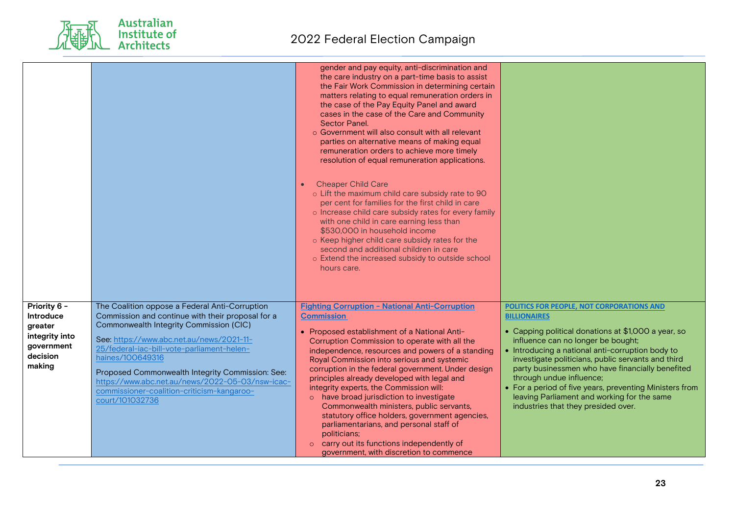| | | | |
|---|---|---|---|
| | | gender and pay equity, anti-discrimination and the care industry on a part-time basis to assist the Fair Work Commission in determining certain matters relating to equal remuneration orders in the case of the Pay Equity Panel and award cases in the case of the Care and Community Sector Panel.<br>o Government will also consult with all relevant parties on alternative means of making equal remuneration orders to achieve more timely resolution of equal remuneration applications.<br><br>• Cheaper Child Care<br>o Lift the maximum child care subsidy rate to 90 per cent for families for the first child in care<br>o Increase child care subsidy rates for every family with one child in care earning less than $530,000 in household income<br>o Keep higher child care subsidy rates for the second and additional children in care<br>o Extend the increased subsidy to outside school hours care. | |
| **Priority 6 - Introduce greater integrity into government decision making** | The Coalition oppose a Federal Anti-Corruption Commission and continue with their proposal for a Commonwealth Integrity Commission (CIC)<br><br>See: https://www.abc.net.au/news/2021-11-25/federal-iac-bill-vote-parliament-helen-haines/100649316<br><br>Proposed Commonwealth Integrity Commission: See: https://www.abc.net.au/news/2022-05-03/nsw-icac-commissioner-coalition-criticism-kangaroo-court/101032736 | **Fighting Corruption - National Anti-Corruption Commission**<br><br>• Proposed establishment of a National Anti-Corruption Commission to operate with all the independence, resources and powers of a standing Royal Commission into serious and systemic corruption in the federal government. Under design principles already developed with legal and integrity experts, the Commission will:<br>o have broad jurisdiction to investigate Commonwealth ministers, public servants, statutory office holders, government agencies, parliamentarians, and personal staff of politicians;<br>o carry out its functions independently of government, with discretion to commence | **POLITICS FOR PEOPLE, NOT CORPORATIONS AND BILLIONAIRES**<br><br>• Capping political donations at $1,000 a year, so influence can no longer be bought;<br>• Introducing a national anti-corruption body to investigate politicians, public servants and third party businessmen who have financially benefited through undue influence;<br>• For a period of five years, preventing Ministers from leaving Parliament and working for the same industries that they presided over. |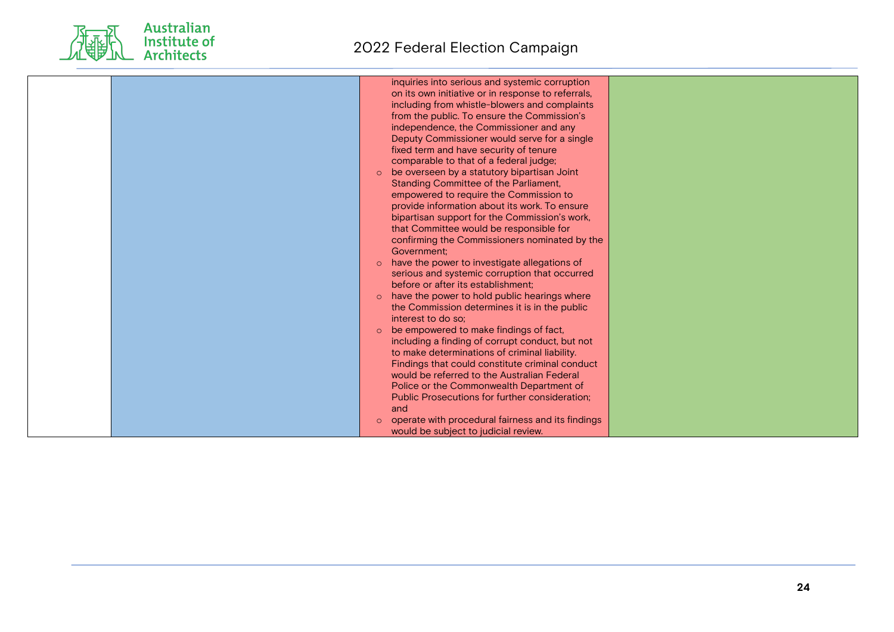| | | | |
|---|---|---|---|
| | | inquiries into serious and systemic corruption on its own initiative or in response to referrals, including from whistle-blowers and complaints from the public. To ensure the Commission's independence, the Commissioner and any Deputy Commissioner would serve for a single fixed term and have security of tenure comparable to that of a federal judge;<br>○ be overseen by a statutory bipartisan Joint Standing Committee of the Parliament, empowered to require the Commission to provide information about its work. To ensure bipartisan support for the Commission's work, that Committee would be responsible for confirming the Commissioners nominated by the Government;<br>○ have the power to investigate allegations of serious and systemic corruption that occurred before or after its establishment;<br>○ have the power to hold public hearings where the Commission determines it is in the public interest to do so;<br>○ be empowered to make findings of fact, including a finding of corrupt conduct, but not to make determinations of criminal liability. Findings that could constitute criminal conduct would be referred to the Australian Federal Police or the Commonwealth Department of Public Prosecutions for further consideration; and<br>○ operate with procedural fairness and its findings would be subject to judicial review. | |